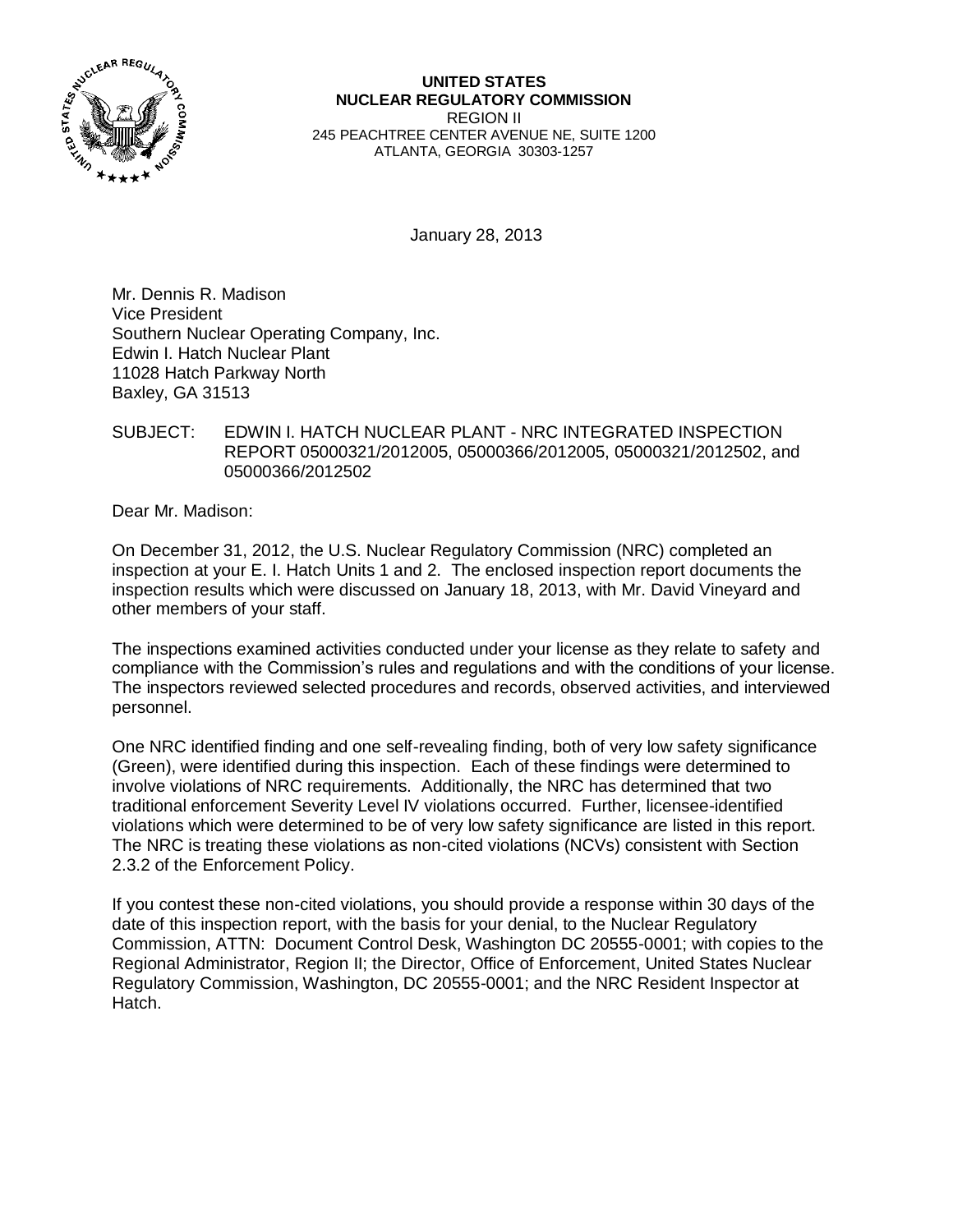**UNITED STATES**
**NUCLEAR REGULATORY COMMISSION**
REGION II
245 PEACHTREE CENTER AVENUE NE, SUITE 1200
ATLANTA, GEORGIA 30303-1257

January 28, 2013

Mr. Dennis R. Madison
Vice President
Southern Nuclear Operating Company, Inc.
Edwin I. Hatch Nuclear Plant
11028 Hatch Parkway North
Baxley, GA 31513

SUBJECT: EDWIN I. HATCH NUCLEAR PLANT - NRC INTEGRATED INSPECTION REPORT 05000321/2012005, 05000366/2012005, 05000321/2012502, and 05000366/2012502

Dear Mr. Madison:

On December 31, 2012, the U.S. Nuclear Regulatory Commission (NRC) completed an inspection at your E. I. Hatch Units 1 and 2. The enclosed inspection report documents the inspection results which were discussed on January 18, 2013, with Mr. David Vineyard and other members of your staff.

The inspections examined activities conducted under your license as they relate to safety and compliance with the Commission's rules and regulations and with the conditions of your license. The inspectors reviewed selected procedures and records, observed activities, and interviewed personnel.

One NRC identified finding and one self-revealing finding, both of very low safety significance (Green), were identified during this inspection. Each of these findings were determined to involve violations of NRC requirements. Additionally, the NRC has determined that two traditional enforcement Severity Level IV violations occurred. Further, licensee-identified violations which were determined to be of very low safety significance are listed in this report. The NRC is treating these violations as non-cited violations (NCVs) consistent with Section 2.3.2 of the Enforcement Policy.

If you contest these non-cited violations, you should provide a response within 30 days of the date of this inspection report, with the basis for your denial, to the Nuclear Regulatory Commission, ATTN: Document Control Desk, Washington DC 20555-0001; with copies to the Regional Administrator, Region II; the Director, Office of Enforcement, United States Nuclear Regulatory Commission, Washington, DC 20555-0001; and the NRC Resident Inspector at Hatch.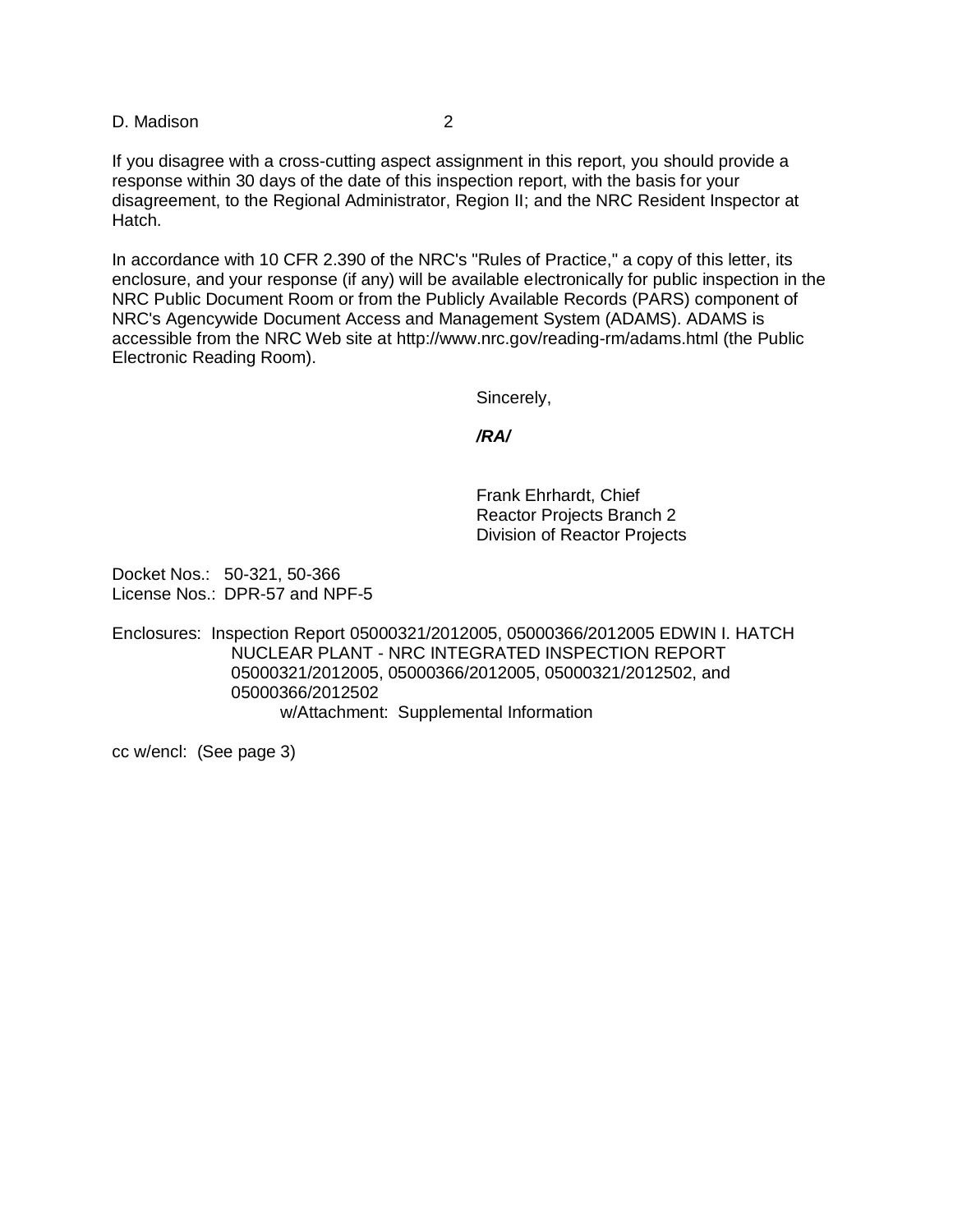If you disagree with a cross-cutting aspect assignment in this report, you should provide a response within 30 days of the date of this inspection report, with the basis for your disagreement, to the Regional Administrator, Region II; and the NRC Resident Inspector at Hatch.

In accordance with 10 CFR 2.390 of the NRC's "Rules of Practice," a copy of this letter, its enclosure, and your response (if any) will be available electronically for public inspection in the NRC Public Document Room or from the Publicly Available Records (PARS) component of NRC's Agencywide Document Access and Management System (ADAMS). ADAMS is accessible from the NRC Web site at http://www.nrc.gov/reading-rm/adams.html (the Public Electronic Reading Room).

Sincerely,

***/RA/***

Frank Ehrhardt, Chief
Reactor Projects Branch 2
Division of Reactor Projects

Docket Nos.: 50-321, 50-366
License Nos.: DPR-57 and NPF-5

Enclosures: Inspection Report 05000321/2012005, 05000366/2012005 EDWIN I. HATCH NUCLEAR PLANT - NRC INTEGRATED INSPECTION REPORT 05000321/2012005, 05000366/2012005, 05000321/2012502, and 05000366/2012502
w/Attachment: Supplemental Information

cc w/encl: (See page 3)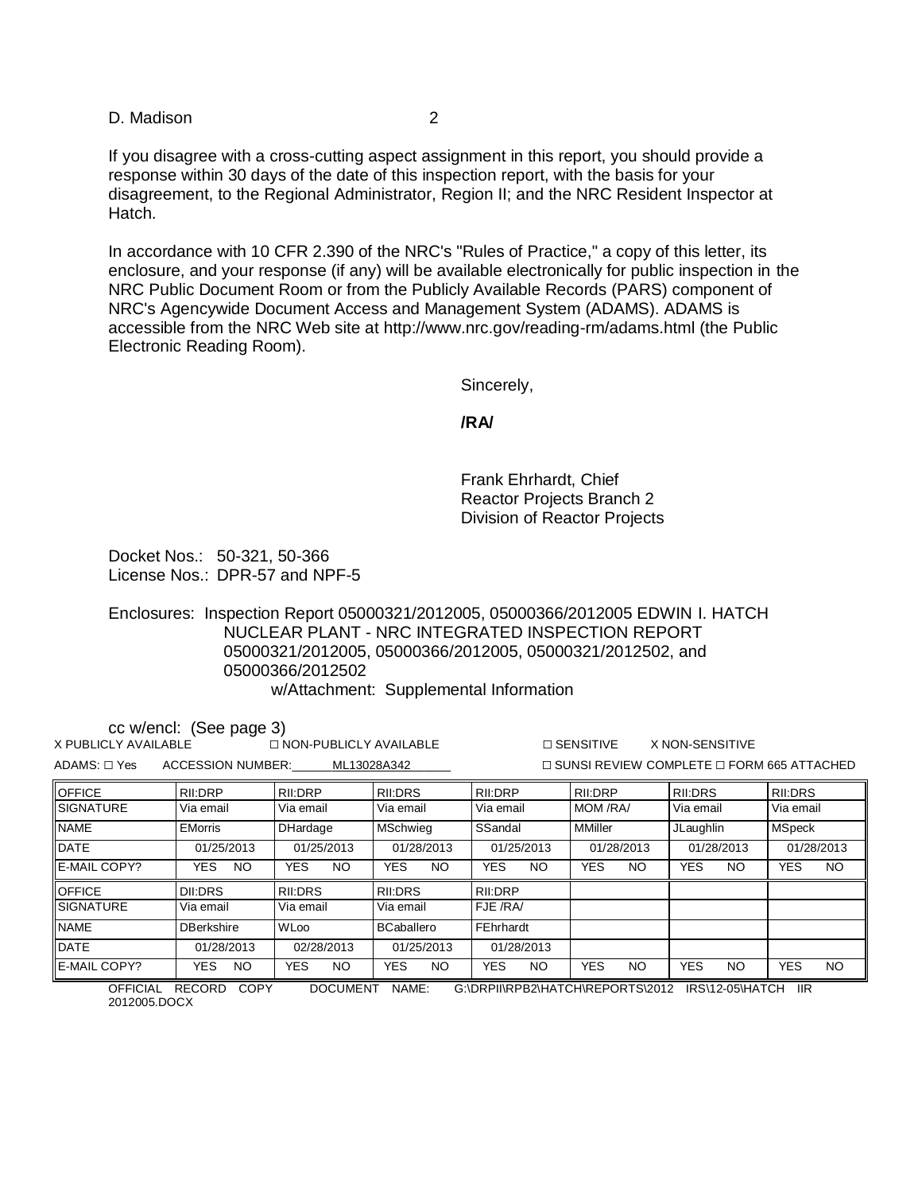D. Madison

If you disagree with a cross-cutting aspect assignment in this report, you should provide a response within 30 days of the date of this inspection report, with the basis for your disagreement, to the Regional Administrator, Region II; and the NRC Resident Inspector at Hatch.

In accordance with 10 CFR 2.390 of the NRC's "Rules of Practice," a copy of this letter, its enclosure, and your response (if any) will be available electronically for public inspection in the NRC Public Document Room or from the Publicly Available Records (PARS) component of NRC's Agencywide Document Access and Management System (ADAMS). ADAMS is accessible from the NRC Web site at http://www.nrc.gov/reading-rm/adams.html (the Public Electronic Reading Room).

Sincerely,

**/RA/**

Frank Ehrhardt, Chief
Reactor Projects Branch 2
Division of Reactor Projects

Docket Nos.: 50-321, 50-366
License Nos.: DPR-57 and NPF-5

Enclosures: Inspection Report 05000321/2012005, 05000366/2012005 EDWIN I. HATCH NUCLEAR PLANT - NRC INTEGRATED INSPECTION REPORT 05000321/2012005, 05000366/2012005, 05000321/2012502, and 05000366/2012502
w/Attachment: Supplemental Information

cc w/encl: (See page 3)

X PUBLICLY AVAILABLE ☐ NON-PUBLICLY AVAILABLE ☐ SENSITIVE X NON-SENSITIVE

ADAMS: ☐ Yes ACCESSION NUMBER: ML13028A342 ☐ SUNSI REVIEW COMPLETE ☐ FORM 665 ATTACHED

| OFFICE | RII:DRP | RII:DRP | RII:DRS | RII:DRP | RII:DRP | RII:DRS | RII:DRS |
|---|---|---|---|---|---|---|---|
| SIGNATURE | Via email | Via email | Via email | Via email | MOM /RA/ | Via email | Via email |
| NAME | EMorris | DHardage | MSchwieg | SSandal | MMiller | JLaughlin | MSpeck |
| DATE | 01/25/2013 | 01/25/2013 | 01/28/2013 | 01/25/2013 | 01/28/2013 | 01/28/2013 | 01/28/2013 |
| E-MAIL COPY? | YES NO | YES NO | YES NO | YES NO | YES NO | YES NO | YES NO |
| OFFICE | DII:DRS | RII:DRS | RII:DRS | RII:DRP | | | |
| SIGNATURE | Via email | Via email | Via email | FJE /RA/ | | | |
| NAME | DBerkshire | WLoo | BCaballero | FEhrhardt | | | |
| DATE | 01/28/2013 | 02/28/2013 | 01/25/2013 | 01/28/2013 | | | |
| E-MAIL COPY? | YES NO | YES NO | YES NO | YES NO | YES NO | YES NO | YES NO |

OFFICIAL RECORD COPY DOCUMENT NAME: G:\DRPII\RPB2\HATCH\REPORTS\2012 IRS\12-05\HATCH IIR 2012005.DOCX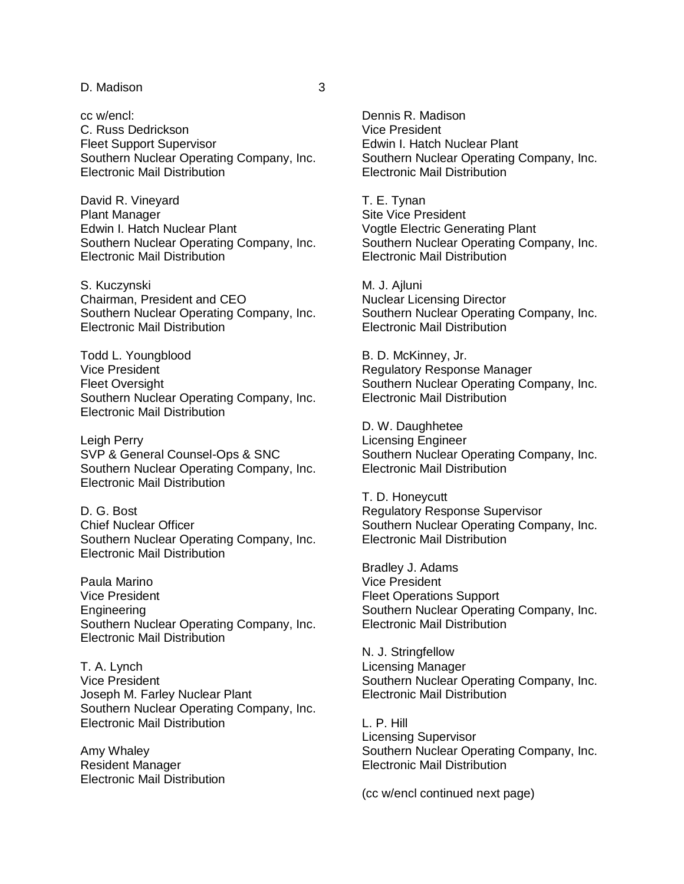cc w/encl:
C. Russ Dedrickson
Fleet Support Supervisor
Southern Nuclear Operating Company, Inc.
Electronic Mail Distribution

David R. Vineyard
Plant Manager
Edwin I. Hatch Nuclear Plant
Southern Nuclear Operating Company, Inc.
Electronic Mail Distribution

S. Kuczynski
Chairman, President and CEO
Southern Nuclear Operating Company, Inc.
Electronic Mail Distribution

Todd L. Youngblood
Vice President
Fleet Oversight
Southern Nuclear Operating Company, Inc.
Electronic Mail Distribution

Leigh Perry
SVP & General Counsel-Ops & SNC
Southern Nuclear Operating Company, Inc.
Electronic Mail Distribution

D. G. Bost
Chief Nuclear Officer
Southern Nuclear Operating Company, Inc.
Electronic Mail Distribution

Paula Marino
Vice President
Engineering
Southern Nuclear Operating Company, Inc.
Electronic Mail Distribution

T. A. Lynch
Vice President
Joseph M. Farley Nuclear Plant
Southern Nuclear Operating Company, Inc.
Electronic Mail Distribution

Amy Whaley
Resident Manager
Electronic Mail Distribution

Dennis R. Madison
Vice President
Edwin I. Hatch Nuclear Plant
Southern Nuclear Operating Company, Inc.
Electronic Mail Distribution

T. E. Tynan
Site Vice President
Vogtle Electric Generating Plant
Southern Nuclear Operating Company, Inc.
Electronic Mail Distribution

M. J. Ajluni
Nuclear Licensing Director
Southern Nuclear Operating Company, Inc.
Electronic Mail Distribution

B. D. McKinney, Jr.
Regulatory Response Manager
Southern Nuclear Operating Company, Inc.
Electronic Mail Distribution

D. W. Daughhetee
Licensing Engineer
Southern Nuclear Operating Company, Inc.
Electronic Mail Distribution

T. D. Honeycutt
Regulatory Response Supervisor
Southern Nuclear Operating Company, Inc.
Electronic Mail Distribution

Bradley J. Adams
Vice President
Fleet Operations Support
Southern Nuclear Operating Company, Inc.
Electronic Mail Distribution

N. J. Stringfellow
Licensing Manager
Southern Nuclear Operating Company, Inc.
Electronic Mail Distribution

L. P. Hill
Licensing Supervisor
Southern Nuclear Operating Company, Inc.
Electronic Mail Distribution

(cc w/encl continued next page)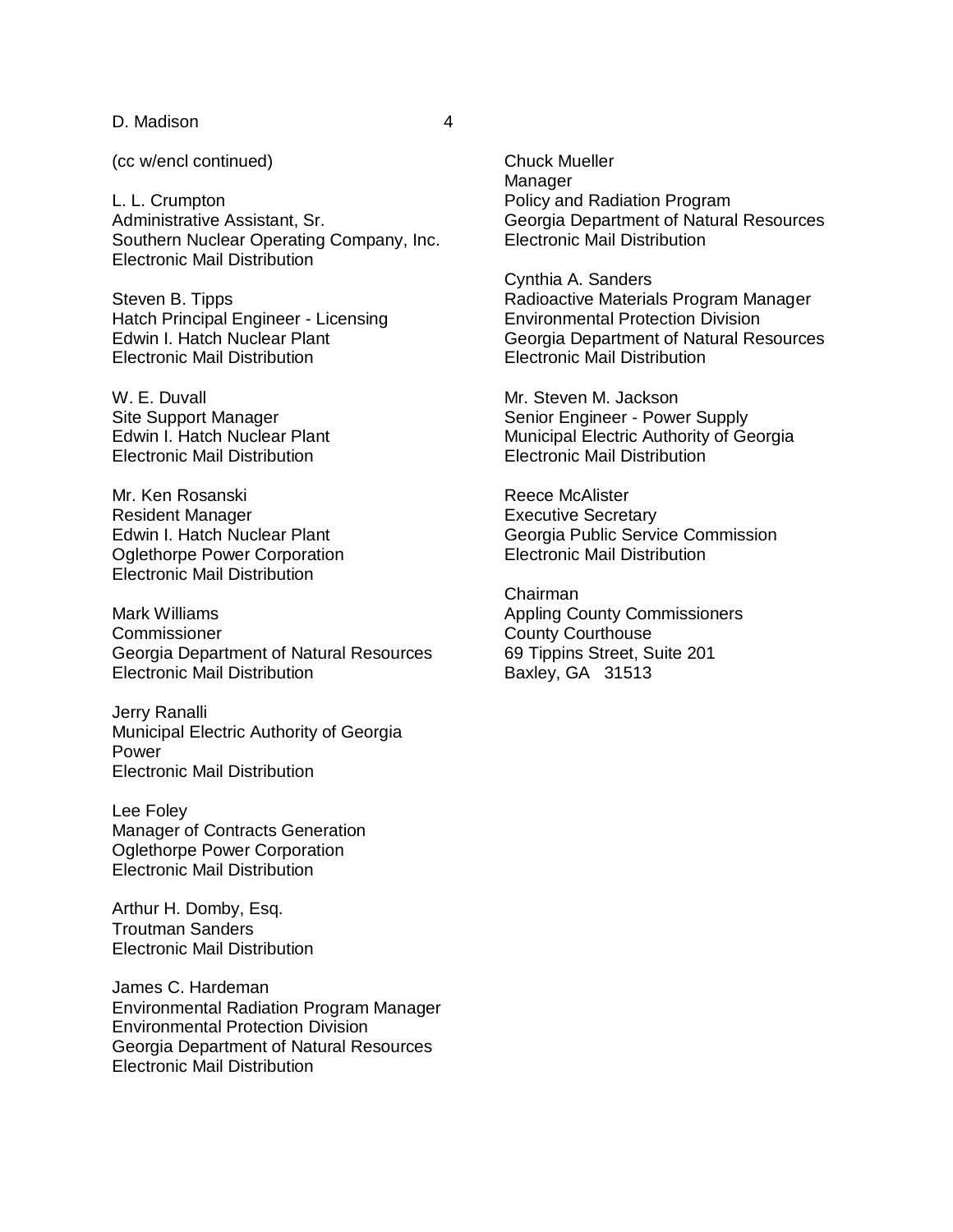(cc w/encl continued)

L. L. Crumpton
Administrative Assistant, Sr.
Southern Nuclear Operating Company, Inc.
Electronic Mail Distribution

Steven B. Tipps
Hatch Principal Engineer - Licensing
Edwin I. Hatch Nuclear Plant
Electronic Mail Distribution

W. E. Duvall
Site Support Manager
Edwin I. Hatch Nuclear Plant
Electronic Mail Distribution

Mr. Ken Rosanski
Resident Manager
Edwin I. Hatch Nuclear Plant
Oglethorpe Power Corporation
Electronic Mail Distribution

Mark Williams
Commissioner
Georgia Department of Natural Resources
Electronic Mail Distribution

Jerry Ranalli
Municipal Electric Authority of Georgia
Power
Electronic Mail Distribution

Lee Foley
Manager of Contracts Generation
Oglethorpe Power Corporation
Electronic Mail Distribution

Arthur H. Domby, Esq.
Troutman Sanders
Electronic Mail Distribution

James C. Hardeman
Environmental Radiation Program Manager
Environmental Protection Division
Georgia Department of Natural Resources
Electronic Mail Distribution

Chuck Mueller
Manager
Policy and Radiation Program
Georgia Department of Natural Resources
Electronic Mail Distribution

Cynthia A. Sanders
Radioactive Materials Program Manager
Environmental Protection Division
Georgia Department of Natural Resources
Electronic Mail Distribution

Mr. Steven M. Jackson
Senior Engineer - Power Supply
Municipal Electric Authority of Georgia
Electronic Mail Distribution

Reece McAlister
Executive Secretary
Georgia Public Service Commission
Electronic Mail Distribution

Chairman
Appling County Commissioners
County Courthouse
69 Tippins Street, Suite 201
Baxley, GA 31513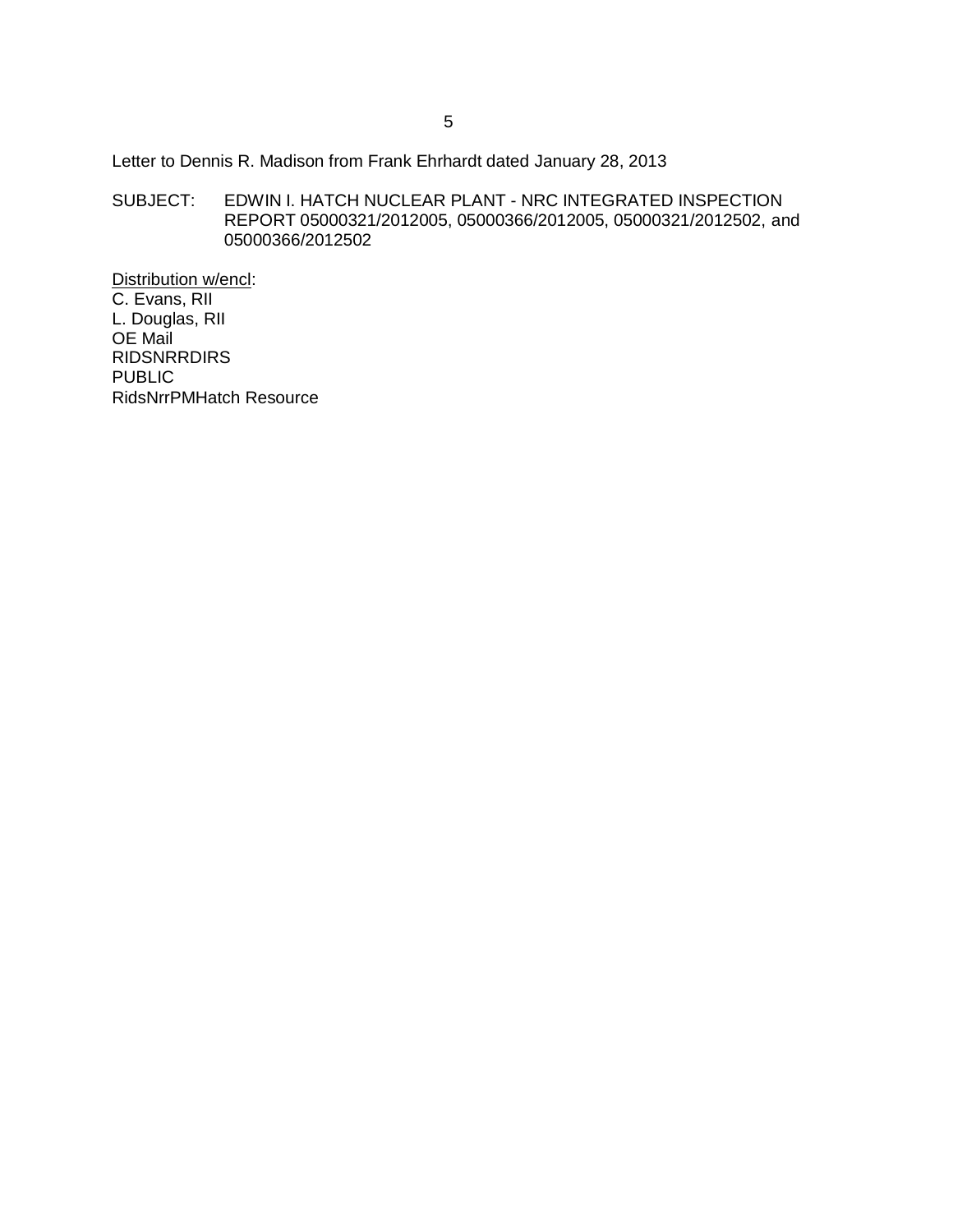Letter to Dennis R. Madison from Frank Ehrhardt dated January 28, 2013

SUBJECT: EDWIN I. HATCH NUCLEAR PLANT - NRC INTEGRATED INSPECTION REPORT 05000321/2012005, 05000366/2012005, 05000321/2012502, and 05000366/2012502

Distribution w/encl:
C. Evans, RII
L. Douglas, RII
OE Mail
RIDSNRRDIRS
PUBLIC
RidsNrrPMHatch Resource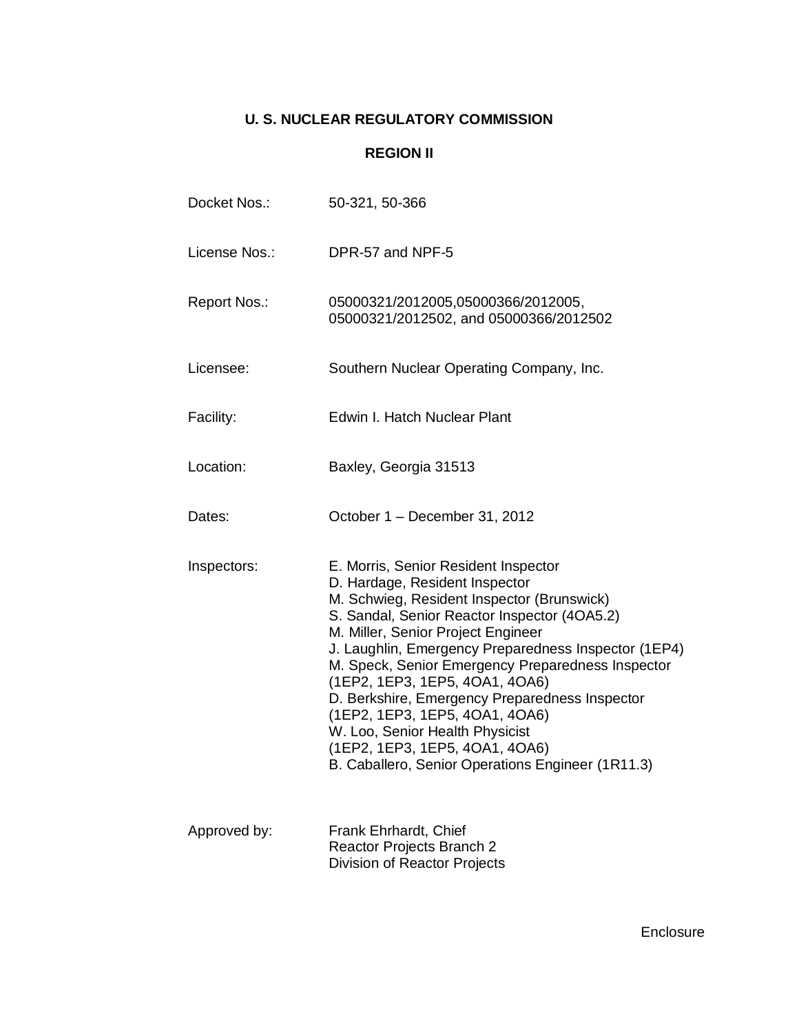# U. S. NUCLEAR REGULATORY COMMISSION

## REGION II

Docket Nos.: 50-321, 50-366

License Nos.: DPR-57 and NPF-5

Report Nos.: 05000321/2012005,05000366/2012005, 05000321/2012502, and 05000366/2012502

Licensee: Southern Nuclear Operating Company, Inc.

Facility: Edwin I. Hatch Nuclear Plant

Location: Baxley, Georgia 31513

Dates: October 1 – December 31, 2012

Inspectors:
E. Morris, Senior Resident Inspector
D. Hardage, Resident Inspector
M. Schwieg, Resident Inspector (Brunswick)
S. Sandal, Senior Reactor Inspector (4OA5.2)
M. Miller, Senior Project Engineer
J. Laughlin, Emergency Preparedness Inspector (1EP4)
M. Speck, Senior Emergency Preparedness Inspector (1EP2, 1EP3, 1EP5, 4OA1, 4OA6)
D. Berkshire, Emergency Preparedness Inspector (1EP2, 1EP3, 1EP5, 4OA1, 4OA6)
W. Loo, Senior Health Physicist (1EP2, 1EP3, 1EP5, 4OA1, 4OA6)
B. Caballero, Senior Operations Engineer (1R11.3)

Approved by:
Frank Ehrhardt, Chief
Reactor Projects Branch 2
Division of Reactor Projects

Enclosure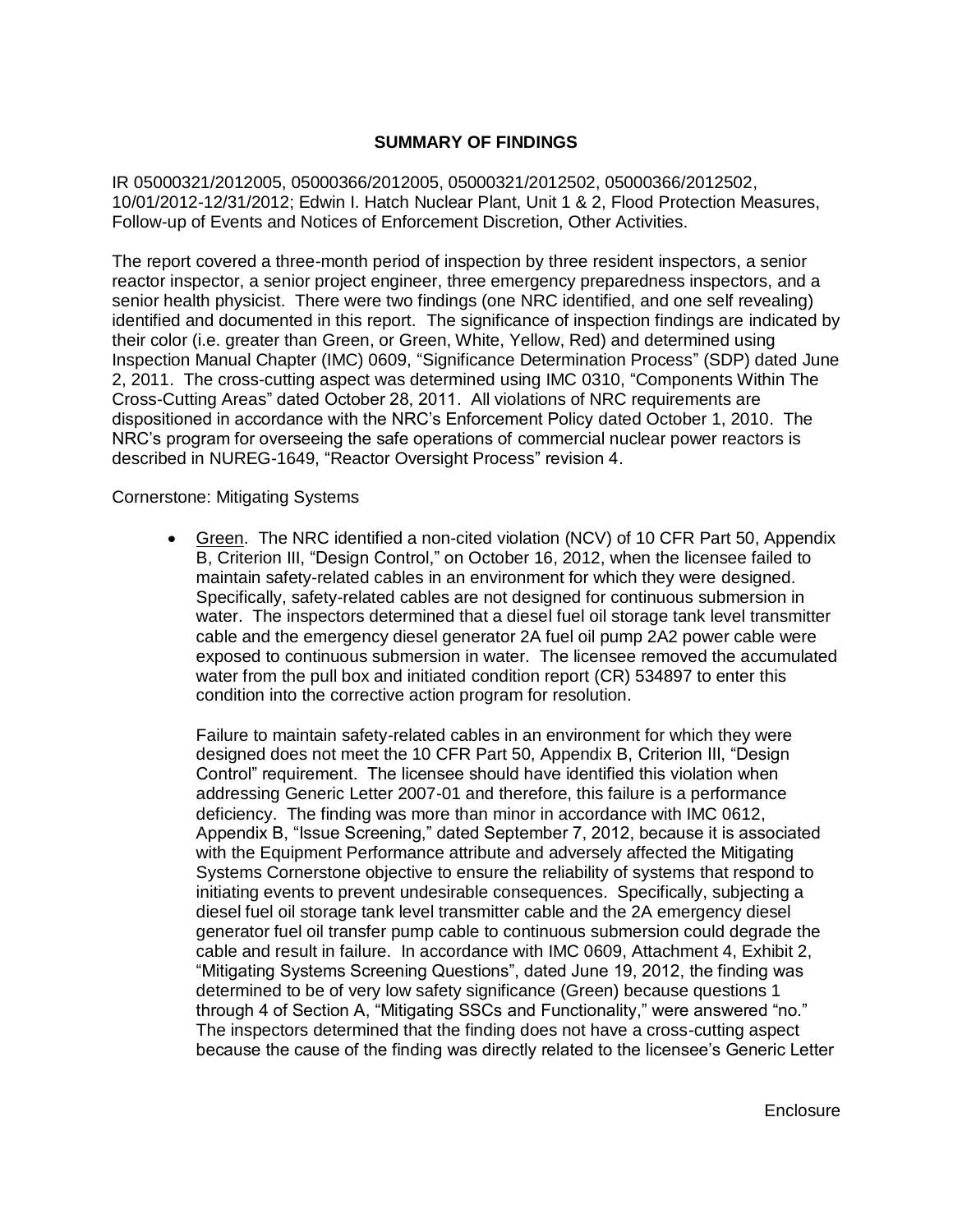## SUMMARY OF FINDINGS

IR 05000321/2012005, 05000366/2012005, 05000321/2012502, 05000366/2012502, 10/01/2012-12/31/2012; Edwin I. Hatch Nuclear Plant, Unit 1 & 2, Flood Protection Measures, Follow-up of Events and Notices of Enforcement Discretion, Other Activities.

The report covered a three-month period of inspection by three resident inspectors, a senior reactor inspector, a senior project engineer, three emergency preparedness inspectors, and a senior health physicist. There were two findings (one NRC identified, and one self revealing) identified and documented in this report. The significance of inspection findings are indicated by their color (i.e. greater than Green, or Green, White, Yellow, Red) and determined using Inspection Manual Chapter (IMC) 0609, "Significance Determination Process" (SDP) dated June 2, 2011. The cross-cutting aspect was determined using IMC 0310, "Components Within The Cross-Cutting Areas" dated October 28, 2011. All violations of NRC requirements are dispositioned in accordance with the NRC's Enforcement Policy dated October 1, 2010. The NRC's program for overseeing the safe operations of commercial nuclear power reactors is described in NUREG-1649, "Reactor Oversight Process" revision 4.

Cornerstone: Mitigating Systems

- Green. The NRC identified a non-cited violation (NCV) of 10 CFR Part 50, Appendix B, Criterion III, "Design Control," on October 16, 2012, when the licensee failed to maintain safety-related cables in an environment for which they were designed. Specifically, safety-related cables are not designed for continuous submersion in water. The inspectors determined that a diesel fuel oil storage tank level transmitter cable and the emergency diesel generator 2A fuel oil pump 2A2 power cable were exposed to continuous submersion in water. The licensee removed the accumulated water from the pull box and initiated condition report (CR) 534897 to enter this condition into the corrective action program for resolution.

  Failure to maintain safety-related cables in an environment for which they were designed does not meet the 10 CFR Part 50, Appendix B, Criterion III, "Design Control" requirement. The licensee should have identified this violation when addressing Generic Letter 2007-01 and therefore, this failure is a performance deficiency. The finding was more than minor in accordance with IMC 0612, Appendix B, "Issue Screening," dated September 7, 2012, because it is associated with the Equipment Performance attribute and adversely affected the Mitigating Systems Cornerstone objective to ensure the reliability of systems that respond to initiating events to prevent undesirable consequences. Specifically, subjecting a diesel fuel oil storage tank level transmitter cable and the 2A emergency diesel generator fuel oil transfer pump cable to continuous submersion could degrade the cable and result in failure. In accordance with IMC 0609, Attachment 4, Exhibit 2, "Mitigating Systems Screening Questions", dated June 19, 2012, the finding was determined to be of very low safety significance (Green) because questions 1 through 4 of Section A, "Mitigating SSCs and Functionality," were answered "no." The inspectors determined that the finding does not have a cross-cutting aspect because the cause of the finding was directly related to the licensee's Generic Letter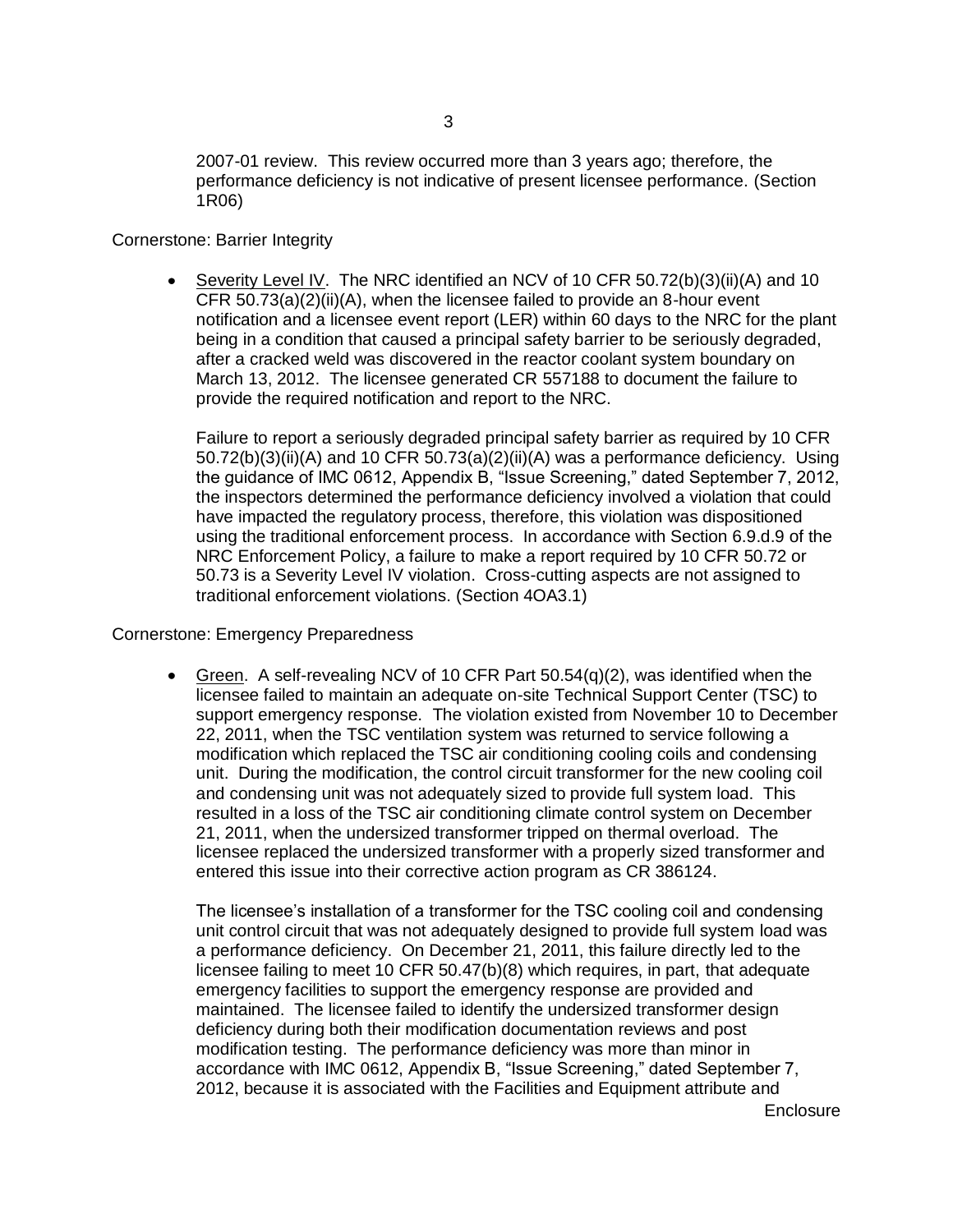2007-01 review. This review occurred more than 3 years ago; therefore, the performance deficiency is not indicative of present licensee performance. (Section 1R06)

Cornerstone: Barrier Integrity

- Severity Level IV. The NRC identified an NCV of 10 CFR 50.72(b)(3)(ii)(A) and 10 CFR 50.73(a)(2)(ii)(A), when the licensee failed to provide an 8-hour event notification and a licensee event report (LER) within 60 days to the NRC for the plant being in a condition that caused a principal safety barrier to be seriously degraded, after a cracked weld was discovered in the reactor coolant system boundary on March 13, 2012. The licensee generated CR 557188 to document the failure to provide the required notification and report to the NRC.

  Failure to report a seriously degraded principal safety barrier as required by 10 CFR 50.72(b)(3)(ii)(A) and 10 CFR 50.73(a)(2)(ii)(A) was a performance deficiency. Using the guidance of IMC 0612, Appendix B, "Issue Screening," dated September 7, 2012, the inspectors determined the performance deficiency involved a violation that could have impacted the regulatory process, therefore, this violation was dispositioned using the traditional enforcement process. In accordance with Section 6.9.d.9 of the NRC Enforcement Policy, a failure to make a report required by 10 CFR 50.72 or 50.73 is a Severity Level IV violation. Cross-cutting aspects are not assigned to traditional enforcement violations. (Section 4OA3.1)

Cornerstone: Emergency Preparedness

- Green. A self-revealing NCV of 10 CFR Part 50.54(q)(2), was identified when the licensee failed to maintain an adequate on-site Technical Support Center (TSC) to support emergency response. The violation existed from November 10 to December 22, 2011, when the TSC ventilation system was returned to service following a modification which replaced the TSC air conditioning cooling coils and condensing unit. During the modification, the control circuit transformer for the new cooling coil and condensing unit was not adequately sized to provide full system load. This resulted in a loss of the TSC air conditioning climate control system on December 21, 2011, when the undersized transformer tripped on thermal overload. The licensee replaced the undersized transformer with a properly sized transformer and entered this issue into their corrective action program as CR 386124.

  The licensee's installation of a transformer for the TSC cooling coil and condensing unit control circuit that was not adequately designed to provide full system load was a performance deficiency. On December 21, 2011, this failure directly led to the licensee failing to meet 10 CFR 50.47(b)(8) which requires, in part, that adequate emergency facilities to support the emergency response are provided and maintained. The licensee failed to identify the undersized transformer design deficiency during both their modification documentation reviews and post modification testing. The performance deficiency was more than minor in accordance with IMC 0612, Appendix B, "Issue Screening," dated September 7, 2012, because it is associated with the Facilities and Equipment attribute and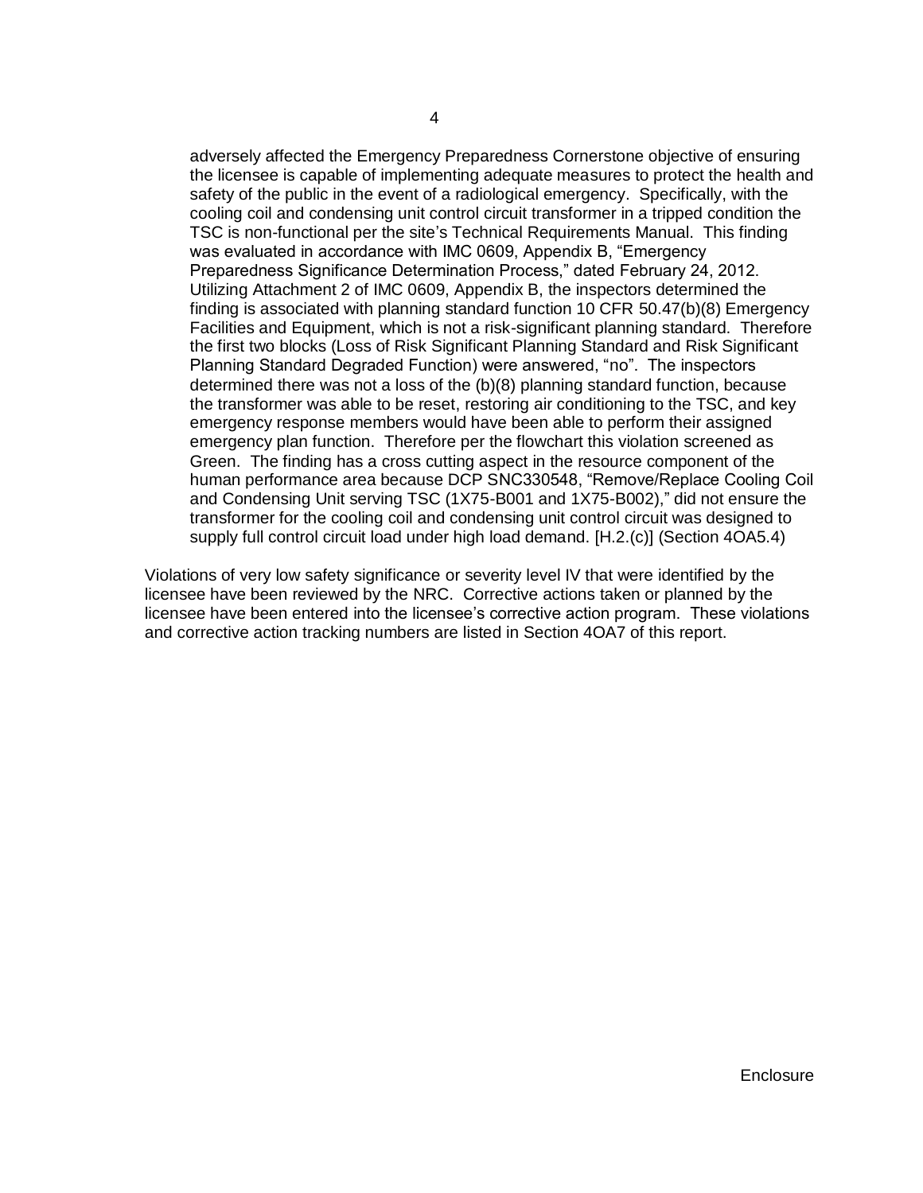adversely affected the Emergency Preparedness Cornerstone objective of ensuring the licensee is capable of implementing adequate measures to protect the health and safety of the public in the event of a radiological emergency. Specifically, with the cooling coil and condensing unit control circuit transformer in a tripped condition the TSC is non-functional per the site's Technical Requirements Manual. This finding was evaluated in accordance with IMC 0609, Appendix B, "Emergency Preparedness Significance Determination Process," dated February 24, 2012. Utilizing Attachment 2 of IMC 0609, Appendix B, the inspectors determined the finding is associated with planning standard function 10 CFR 50.47(b)(8) Emergency Facilities and Equipment, which is not a risk-significant planning standard. Therefore the first two blocks (Loss of Risk Significant Planning Standard and Risk Significant Planning Standard Degraded Function) were answered, "no". The inspectors determined there was not a loss of the (b)(8) planning standard function, because the transformer was able to be reset, restoring air conditioning to the TSC, and key emergency response members would have been able to perform their assigned emergency plan function. Therefore per the flowchart this violation screened as Green. The finding has a cross cutting aspect in the resource component of the human performance area because DCP SNC330548, "Remove/Replace Cooling Coil and Condensing Unit serving TSC (1X75-B001 and 1X75-B002)," did not ensure the transformer for the cooling coil and condensing unit control circuit was designed to supply full control circuit load under high load demand. [H.2.(c)] (Section 4OA5.4)

Violations of very low safety significance or severity level IV that were identified by the licensee have been reviewed by the NRC. Corrective actions taken or planned by the licensee have been entered into the licensee's corrective action program. These violations and corrective action tracking numbers are listed in Section 4OA7 of this report.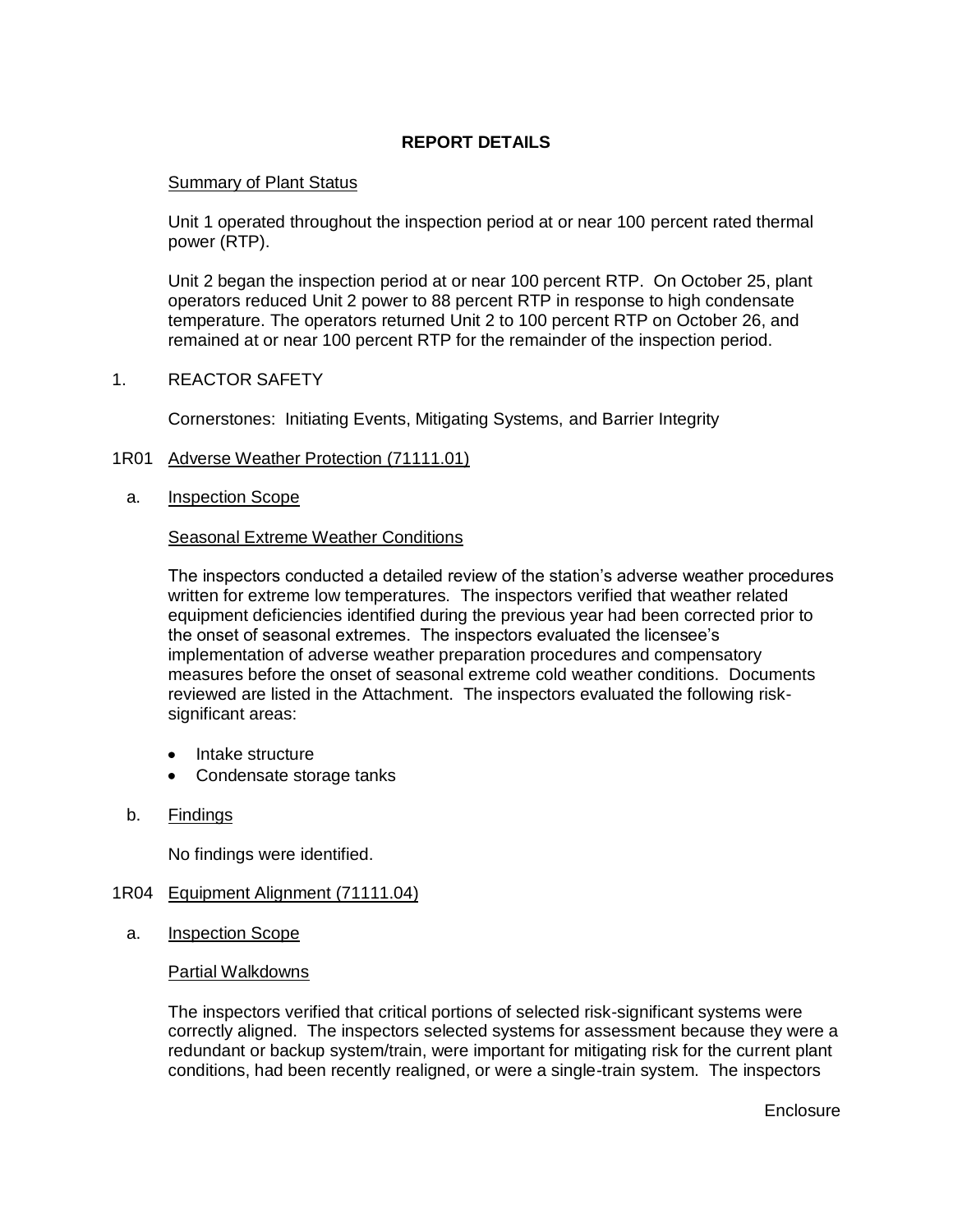## REPORT DETAILS

Summary of Plant Status

Unit 1 operated throughout the inspection period at or near 100 percent rated thermal power (RTP).

Unit 2 began the inspection period at or near 100 percent RTP. On October 25, plant operators reduced Unit 2 power to 88 percent RTP in response to high condensate temperature. The operators returned Unit 2 to 100 percent RTP on October 26, and remained at or near 100 percent RTP for the remainder of the inspection period.

## 1. REACTOR SAFETY

Cornerstones: Initiating Events, Mitigating Systems, and Barrier Integrity

### 1R01 Adverse Weather Protection (71111.01)

a. Inspection Scope

Seasonal Extreme Weather Conditions

The inspectors conducted a detailed review of the station's adverse weather procedures written for extreme low temperatures. The inspectors verified that weather related equipment deficiencies identified during the previous year had been corrected prior to the onset of seasonal extremes. The inspectors evaluated the licensee's implementation of adverse weather preparation procedures and compensatory measures before the onset of seasonal extreme cold weather conditions. Documents reviewed are listed in the Attachment. The inspectors evaluated the following risk-significant areas:

- Intake structure
- Condensate storage tanks

b. Findings

No findings were identified.

### 1R04 Equipment Alignment (71111.04)

a. Inspection Scope

Partial Walkdowns

The inspectors verified that critical portions of selected risk-significant systems were correctly aligned. The inspectors selected systems for assessment because they were a redundant or backup system/train, were important for mitigating risk for the current plant conditions, had been recently realigned, or were a single-train system. The inspectors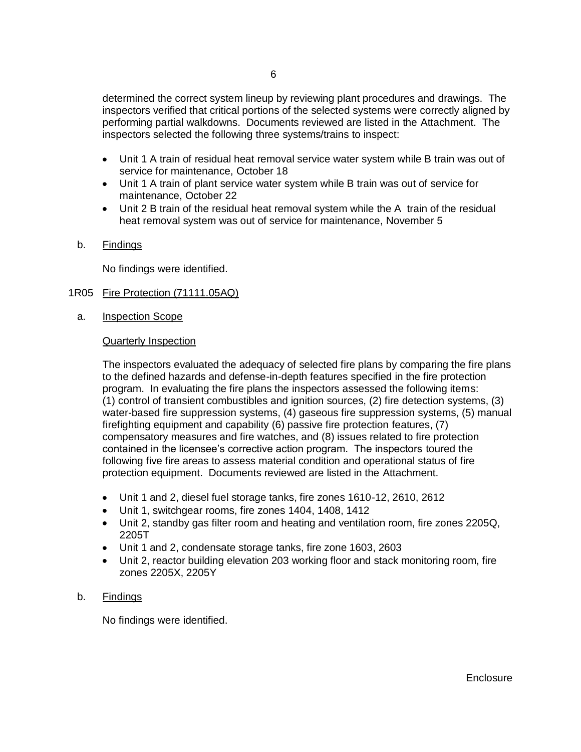determined the correct system lineup by reviewing plant procedures and drawings. The inspectors verified that critical portions of the selected systems were correctly aligned by performing partial walkdowns. Documents reviewed are listed in the Attachment. The inspectors selected the following three systems/trains to inspect:

- Unit 1 A train of residual heat removal service water system while B train was out of service for maintenance, October 18
- Unit 1 A train of plant service water system while B train was out of service for maintenance, October 22
- Unit 2 B train of the residual heat removal system while the A train of the residual heat removal system was out of service for maintenance, November 5

b. Findings

No findings were identified.

1R05 Fire Protection (71111.05AQ)

a. Inspection Scope

Quarterly Inspection

The inspectors evaluated the adequacy of selected fire plans by comparing the fire plans to the defined hazards and defense-in-depth features specified in the fire protection program. In evaluating the fire plans the inspectors assessed the following items: (1) control of transient combustibles and ignition sources, (2) fire detection systems, (3) water-based fire suppression systems, (4) gaseous fire suppression systems, (5) manual firefighting equipment and capability (6) passive fire protection features, (7) compensatory measures and fire watches, and (8) issues related to fire protection contained in the licensee's corrective action program. The inspectors toured the following five fire areas to assess material condition and operational status of fire protection equipment. Documents reviewed are listed in the Attachment.

- Unit 1 and 2, diesel fuel storage tanks, fire zones 1610-12, 2610, 2612
- Unit 1, switchgear rooms, fire zones 1404, 1408, 1412
- Unit 2, standby gas filter room and heating and ventilation room, fire zones 2205Q, 2205T
- Unit 1 and 2, condensate storage tanks, fire zone 1603, 2603
- Unit 2, reactor building elevation 203 working floor and stack monitoring room, fire zones 2205X, 2205Y

b. Findings

No findings were identified.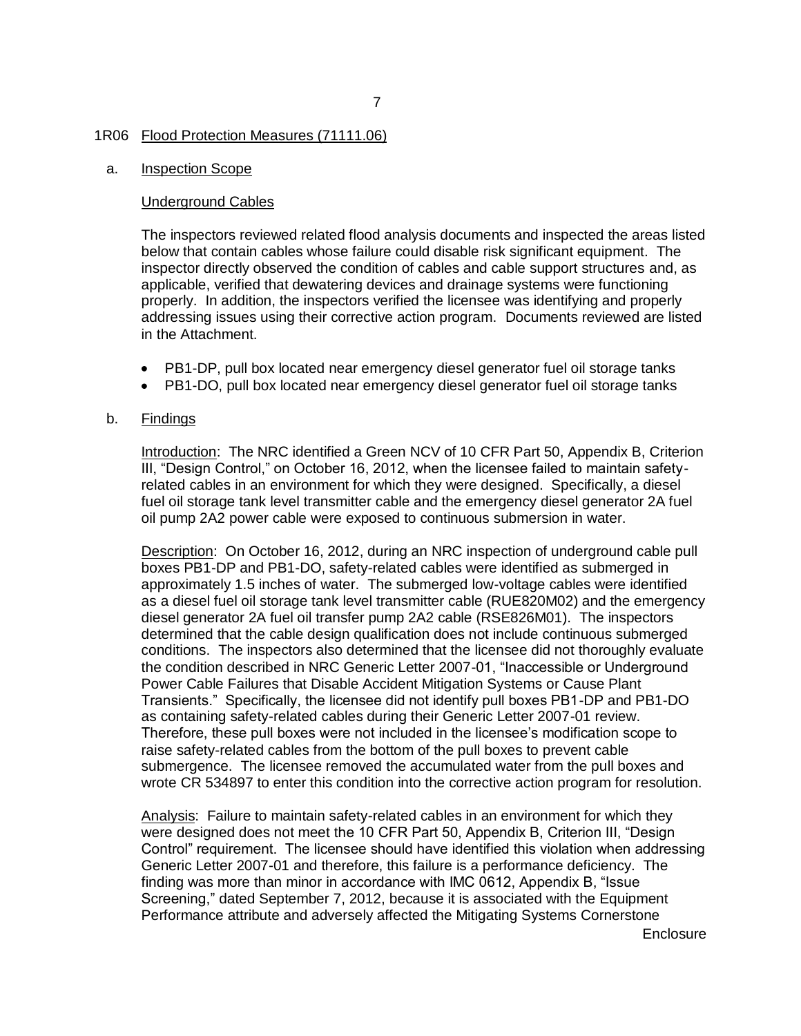## 1R06 Flood Protection Measures (71111.06)

### a. Inspection Scope

Underground Cables

The inspectors reviewed related flood analysis documents and inspected the areas listed below that contain cables whose failure could disable risk significant equipment. The inspector directly observed the condition of cables and cable support structures and, as applicable, verified that dewatering devices and drainage systems were functioning properly. In addition, the inspectors verified the licensee was identifying and properly addressing issues using their corrective action program. Documents reviewed are listed in the Attachment.

- PB1-DP, pull box located near emergency diesel generator fuel oil storage tanks
- PB1-DO, pull box located near emergency diesel generator fuel oil storage tanks

### b. Findings

Introduction: The NRC identified a Green NCV of 10 CFR Part 50, Appendix B, Criterion III, "Design Control," on October 16, 2012, when the licensee failed to maintain safety-related cables in an environment for which they were designed. Specifically, a diesel fuel oil storage tank level transmitter cable and the emergency diesel generator 2A fuel oil pump 2A2 power cable were exposed to continuous submersion in water.

Description: On October 16, 2012, during an NRC inspection of underground cable pull boxes PB1-DP and PB1-DO, safety-related cables were identified as submerged in approximately 1.5 inches of water. The submerged low-voltage cables were identified as a diesel fuel oil storage tank level transmitter cable (RUE820M02) and the emergency diesel generator 2A fuel oil transfer pump 2A2 cable (RSE826M01). The inspectors determined that the cable design qualification does not include continuous submerged conditions. The inspectors also determined that the licensee did not thoroughly evaluate the condition described in NRC Generic Letter 2007-01, "Inaccessible or Underground Power Cable Failures that Disable Accident Mitigation Systems or Cause Plant Transients." Specifically, the licensee did not identify pull boxes PB1-DP and PB1-DO as containing safety-related cables during their Generic Letter 2007-01 review. Therefore, these pull boxes were not included in the licensee's modification scope to raise safety-related cables from the bottom of the pull boxes to prevent cable submergence. The licensee removed the accumulated water from the pull boxes and wrote CR 534897 to enter this condition into the corrective action program for resolution.

Analysis: Failure to maintain safety-related cables in an environment for which they were designed does not meet the 10 CFR Part 50, Appendix B, Criterion III, "Design Control" requirement. The licensee should have identified this violation when addressing Generic Letter 2007-01 and therefore, this failure is a performance deficiency. The finding was more than minor in accordance with IMC 0612, Appendix B, "Issue Screening," dated September 7, 2012, because it is associated with the Equipment Performance attribute and adversely affected the Mitigating Systems Cornerstone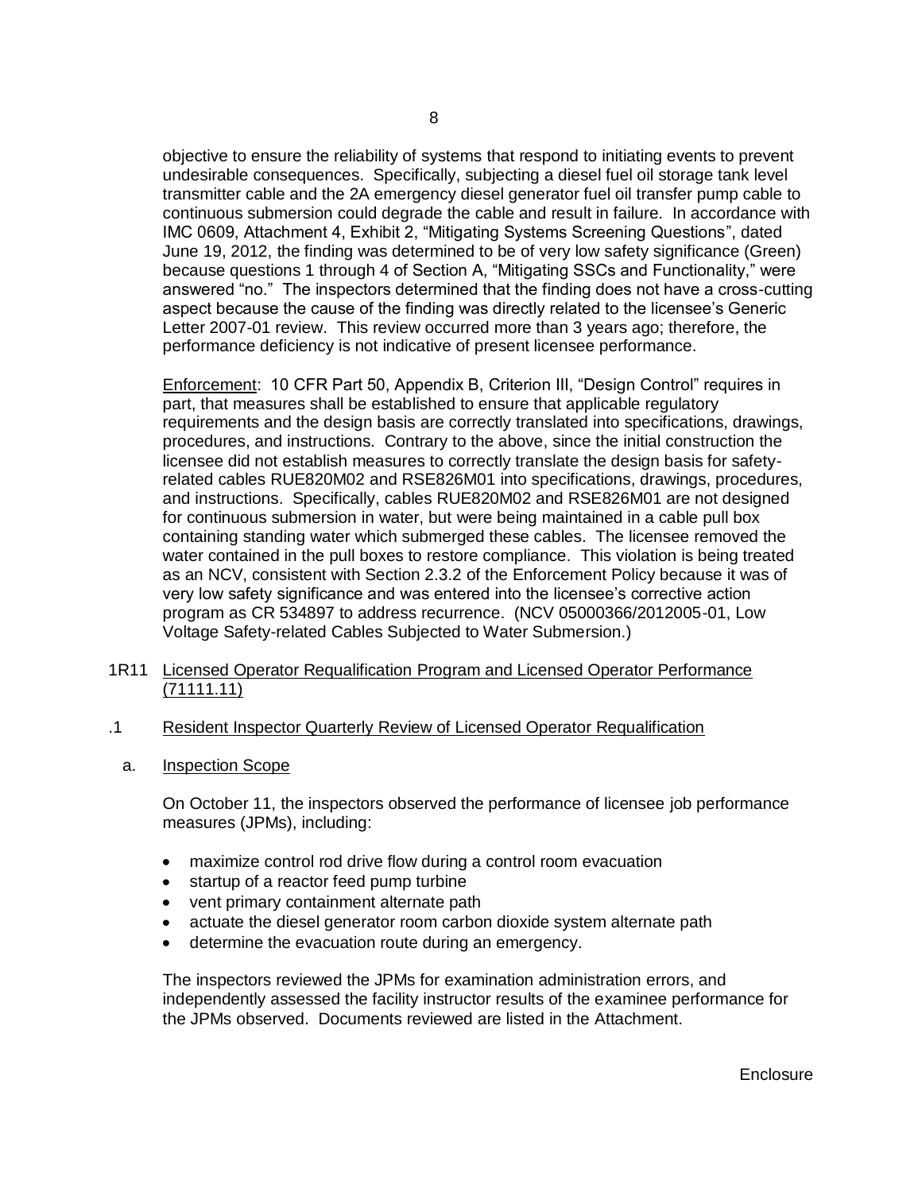objective to ensure the reliability of systems that respond to initiating events to prevent undesirable consequences. Specifically, subjecting a diesel fuel oil storage tank level transmitter cable and the 2A emergency diesel generator fuel oil transfer pump cable to continuous submersion could degrade the cable and result in failure. In accordance with IMC 0609, Attachment 4, Exhibit 2, "Mitigating Systems Screening Questions", dated June 19, 2012, the finding was determined to be of very low safety significance (Green) because questions 1 through 4 of Section A, "Mitigating SSCs and Functionality," were answered "no." The inspectors determined that the finding does not have a cross-cutting aspect because the cause of the finding was directly related to the licensee's Generic Letter 2007-01 review. This review occurred more than 3 years ago; therefore, the performance deficiency is not indicative of present licensee performance.

Enforcement: 10 CFR Part 50, Appendix B, Criterion III, "Design Control" requires in part, that measures shall be established to ensure that applicable regulatory requirements and the design basis are correctly translated into specifications, drawings, procedures, and instructions. Contrary to the above, since the initial construction the licensee did not establish measures to correctly translate the design basis for safety-related cables RUE820M02 and RSE826M01 into specifications, drawings, procedures, and instructions. Specifically, cables RUE820M02 and RSE826M01 are not designed for continuous submersion in water, but were being maintained in a cable pull box containing standing water which submerged these cables. The licensee removed the water contained in the pull boxes to restore compliance. This violation is being treated as an NCV, consistent with Section 2.3.2 of the Enforcement Policy because it was of very low safety significance and was entered into the licensee's corrective action program as CR 534897 to address recurrence. (NCV 05000366/2012005-01, Low Voltage Safety-related Cables Subjected to Water Submersion.)

## 1R11 Licensed Operator Requalification Program and Licensed Operator Performance (71111.11)

### .1 Resident Inspector Quarterly Review of Licensed Operator Requalification

#### a. Inspection Scope

On October 11, the inspectors observed the performance of licensee job performance measures (JPMs), including:

- maximize control rod drive flow during a control room evacuation
- startup of a reactor feed pump turbine
- vent primary containment alternate path
- actuate the diesel generator room carbon dioxide system alternate path
- determine the evacuation route during an emergency.

The inspectors reviewed the JPMs for examination administration errors, and independently assessed the facility instructor results of the examinee performance for the JPMs observed. Documents reviewed are listed in the Attachment.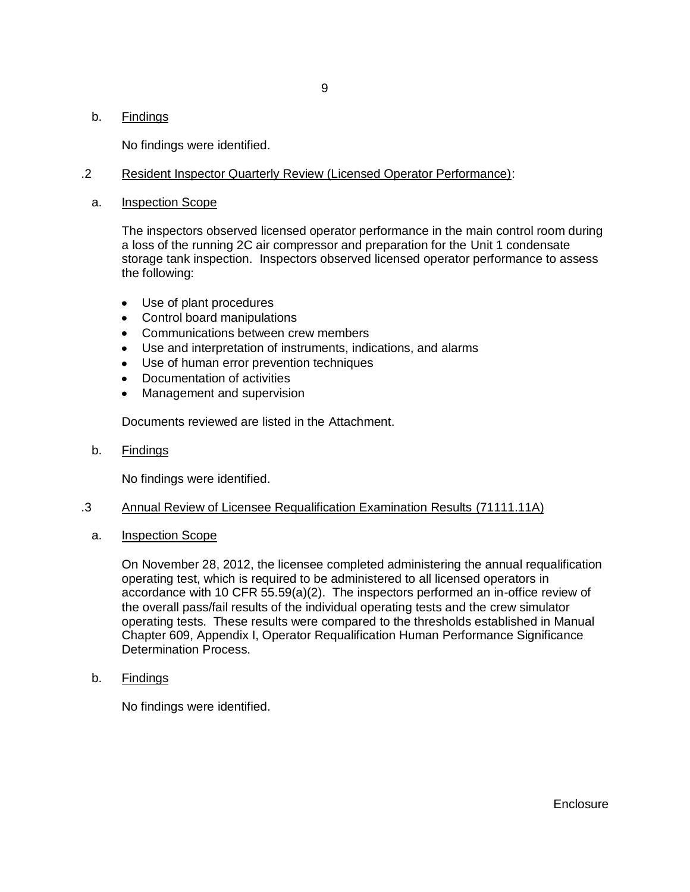b. <u>Findings</u>

No findings were identified.

.2 <u>Resident Inspector Quarterly Review (Licensed Operator Performance)</u>:

a. <u>Inspection Scope</u>

The inspectors observed licensed operator performance in the main control room during a loss of the running 2C air compressor and preparation for the Unit 1 condensate storage tank inspection. Inspectors observed licensed operator performance to assess the following:

- Use of plant procedures
- Control board manipulations
- Communications between crew members
- Use and interpretation of instruments, indications, and alarms
- Use of human error prevention techniques
- Documentation of activities
- Management and supervision

Documents reviewed are listed in the Attachment.

b. <u>Findings</u>

No findings were identified.

.3 <u>Annual Review of Licensee Requalification Examination Results (71111.11A)</u>

a. <u>Inspection Scope</u>

On November 28, 2012, the licensee completed administering the annual requalification operating test, which is required to be administered to all licensed operators in accordance with 10 CFR 55.59(a)(2). The inspectors performed an in-office review of the overall pass/fail results of the individual operating tests and the crew simulator operating tests. These results were compared to the thresholds established in Manual Chapter 609, Appendix I, Operator Requalification Human Performance Significance Determination Process.

b. <u>Findings</u>

No findings were identified.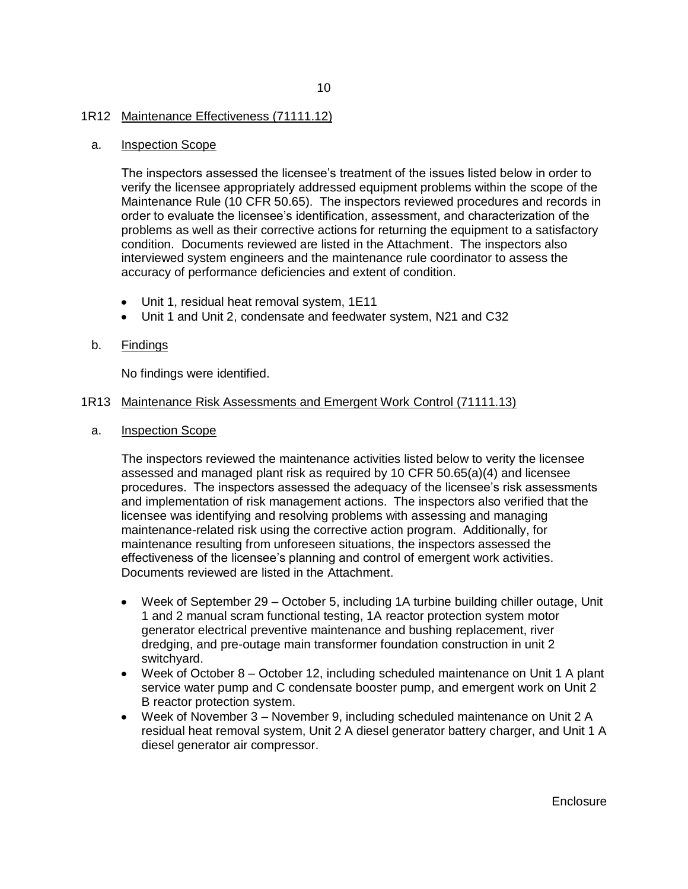## 1R12 Maintenance Effectiveness (71111.12)

### a. Inspection Scope

The inspectors assessed the licensee's treatment of the issues listed below in order to verify the licensee appropriately addressed equipment problems within the scope of the Maintenance Rule (10 CFR 50.65). The inspectors reviewed procedures and records in order to evaluate the licensee's identification, assessment, and characterization of the problems as well as their corrective actions for returning the equipment to a satisfactory condition. Documents reviewed are listed in the Attachment. The inspectors also interviewed system engineers and the maintenance rule coordinator to assess the accuracy of performance deficiencies and extent of condition.

- Unit 1, residual heat removal system, 1E11
- Unit 1 and Unit 2, condensate and feedwater system, N21 and C32

### b. Findings

No findings were identified.

## 1R13 Maintenance Risk Assessments and Emergent Work Control (71111.13)

### a. Inspection Scope

The inspectors reviewed the maintenance activities listed below to verity the licensee assessed and managed plant risk as required by 10 CFR 50.65(a)(4) and licensee procedures. The inspectors assessed the adequacy of the licensee's risk assessments and implementation of risk management actions. The inspectors also verified that the licensee was identifying and resolving problems with assessing and managing maintenance-related risk using the corrective action program. Additionally, for maintenance resulting from unforeseen situations, the inspectors assessed the effectiveness of the licensee's planning and control of emergent work activities. Documents reviewed are listed in the Attachment.

- Week of September 29 – October 5, including 1A turbine building chiller outage, Unit 1 and 2 manual scram functional testing, 1A reactor protection system motor generator electrical preventive maintenance and bushing replacement, river dredging, and pre-outage main transformer foundation construction in unit 2 switchyard.
- Week of October 8 – October 12, including scheduled maintenance on Unit 1 A plant service water pump and C condensate booster pump, and emergent work on Unit 2 B reactor protection system.
- Week of November 3 – November 9, including scheduled maintenance on Unit 2 A residual heat removal system, Unit 2 A diesel generator battery charger, and Unit 1 A diesel generator air compressor.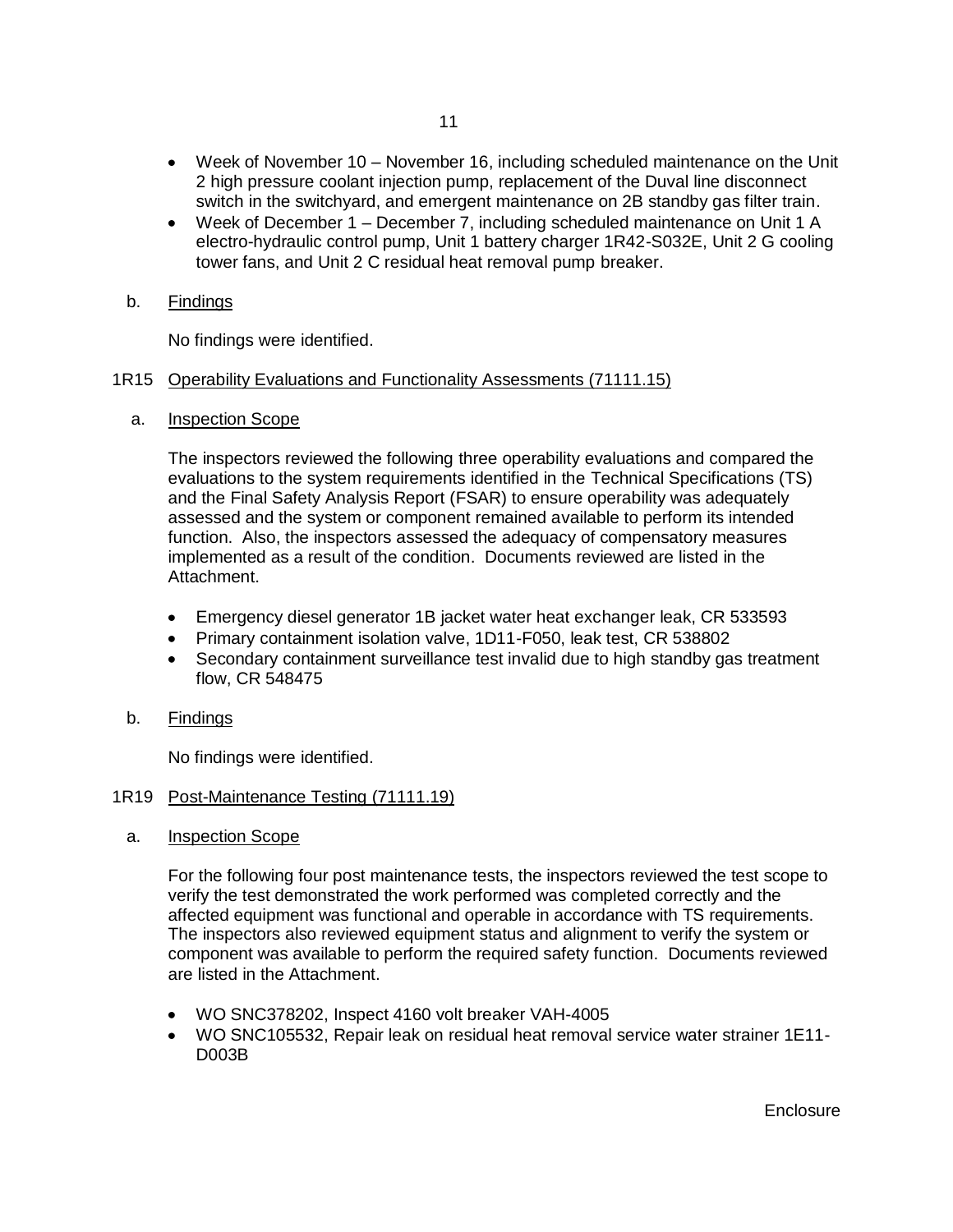- Week of November 10 – November 16, including scheduled maintenance on the Unit 2 high pressure coolant injection pump, replacement of the Duval line disconnect switch in the switchyard, and emergent maintenance on 2B standby gas filter train.
- Week of December 1 – December 7, including scheduled maintenance on Unit 1 A electro-hydraulic control pump, Unit 1 battery charger 1R42-S032E, Unit 2 G cooling tower fans, and Unit 2 C residual heat removal pump breaker.

b. Findings

No findings were identified.

### 1R15 Operability Evaluations and Functionality Assessments (71111.15)

a. Inspection Scope

The inspectors reviewed the following three operability evaluations and compared the evaluations to the system requirements identified in the Technical Specifications (TS) and the Final Safety Analysis Report (FSAR) to ensure operability was adequately assessed and the system or component remained available to perform its intended function. Also, the inspectors assessed the adequacy of compensatory measures implemented as a result of the condition. Documents reviewed are listed in the Attachment.

- Emergency diesel generator 1B jacket water heat exchanger leak, CR 533593
- Primary containment isolation valve, 1D11-F050, leak test, CR 538802
- Secondary containment surveillance test invalid due to high standby gas treatment flow, CR 548475

b. Findings

No findings were identified.

### 1R19 Post-Maintenance Testing (71111.19)

a. Inspection Scope

For the following four post maintenance tests, the inspectors reviewed the test scope to verify the test demonstrated the work performed was completed correctly and the affected equipment was functional and operable in accordance with TS requirements. The inspectors also reviewed equipment status and alignment to verify the system or component was available to perform the required safety function. Documents reviewed are listed in the Attachment.

- WO SNC378202, Inspect 4160 volt breaker VAH-4005
- WO SNC105532, Repair leak on residual heat removal service water strainer 1E11-D003B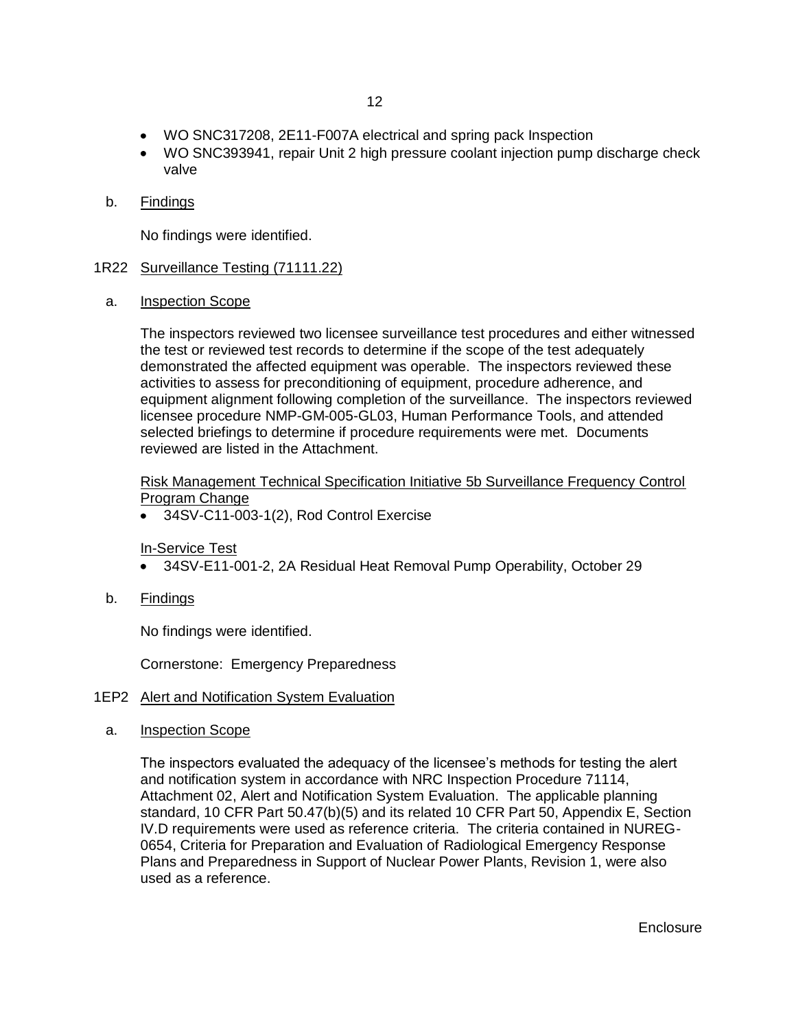- WO SNC317208, 2E11-F007A electrical and spring pack Inspection
- WO SNC393941, repair Unit 2 high pressure coolant injection pump discharge check valve

b. Findings

No findings were identified.

1R22 Surveillance Testing (71111.22)

a. Inspection Scope

The inspectors reviewed two licensee surveillance test procedures and either witnessed the test or reviewed test records to determine if the scope of the test adequately demonstrated the affected equipment was operable. The inspectors reviewed these activities to assess for preconditioning of equipment, procedure adherence, and equipment alignment following completion of the surveillance. The inspectors reviewed licensee procedure NMP-GM-005-GL03, Human Performance Tools, and attended selected briefings to determine if procedure requirements were met. Documents reviewed are listed in the Attachment.

Risk Management Technical Specification Initiative 5b Surveillance Frequency Control Program Change

- 34SV-C11-003-1(2), Rod Control Exercise

In-Service Test

- 34SV-E11-001-2, 2A Residual Heat Removal Pump Operability, October 29

b. Findings

No findings were identified.

Cornerstone: Emergency Preparedness

1EP2 Alert and Notification System Evaluation

a. Inspection Scope

The inspectors evaluated the adequacy of the licensee's methods for testing the alert and notification system in accordance with NRC Inspection Procedure 71114, Attachment 02, Alert and Notification System Evaluation. The applicable planning standard, 10 CFR Part 50.47(b)(5) and its related 10 CFR Part 50, Appendix E, Section IV.D requirements were used as reference criteria. The criteria contained in NUREG-0654, Criteria for Preparation and Evaluation of Radiological Emergency Response Plans and Preparedness in Support of Nuclear Power Plants, Revision 1, were also used as a reference.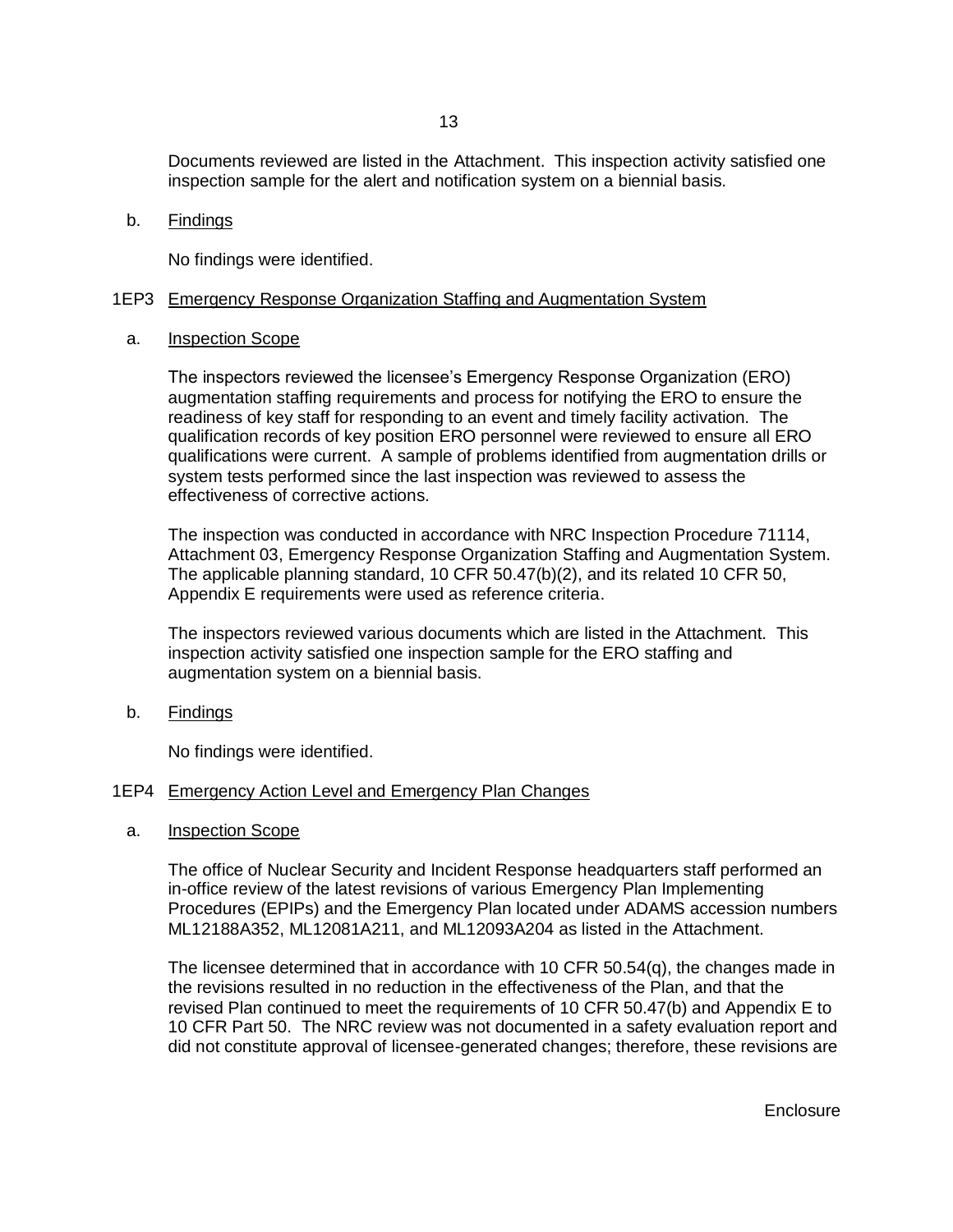Documents reviewed are listed in the Attachment. This inspection activity satisfied one inspection sample for the alert and notification system on a biennial basis.

b. Findings

No findings were identified.

### 1EP3 Emergency Response Organization Staffing and Augmentation System

a. Inspection Scope

The inspectors reviewed the licensee's Emergency Response Organization (ERO) augmentation staffing requirements and process for notifying the ERO to ensure the readiness of key staff for responding to an event and timely facility activation. The qualification records of key position ERO personnel were reviewed to ensure all ERO qualifications were current. A sample of problems identified from augmentation drills or system tests performed since the last inspection was reviewed to assess the effectiveness of corrective actions.

The inspection was conducted in accordance with NRC Inspection Procedure 71114, Attachment 03, Emergency Response Organization Staffing and Augmentation System. The applicable planning standard, 10 CFR 50.47(b)(2), and its related 10 CFR 50, Appendix E requirements were used as reference criteria.

The inspectors reviewed various documents which are listed in the Attachment. This inspection activity satisfied one inspection sample for the ERO staffing and augmentation system on a biennial basis.

b. Findings

No findings were identified.

### 1EP4 Emergency Action Level and Emergency Plan Changes

a. Inspection Scope

The office of Nuclear Security and Incident Response headquarters staff performed an in-office review of the latest revisions of various Emergency Plan Implementing Procedures (EPIPs) and the Emergency Plan located under ADAMS accession numbers ML12188A352, ML12081A211, and ML12093A204 as listed in the Attachment.

The licensee determined that in accordance with 10 CFR 50.54(q), the changes made in the revisions resulted in no reduction in the effectiveness of the Plan, and that the revised Plan continued to meet the requirements of 10 CFR 50.47(b) and Appendix E to 10 CFR Part 50. The NRC review was not documented in a safety evaluation report and did not constitute approval of licensee-generated changes; therefore, these revisions are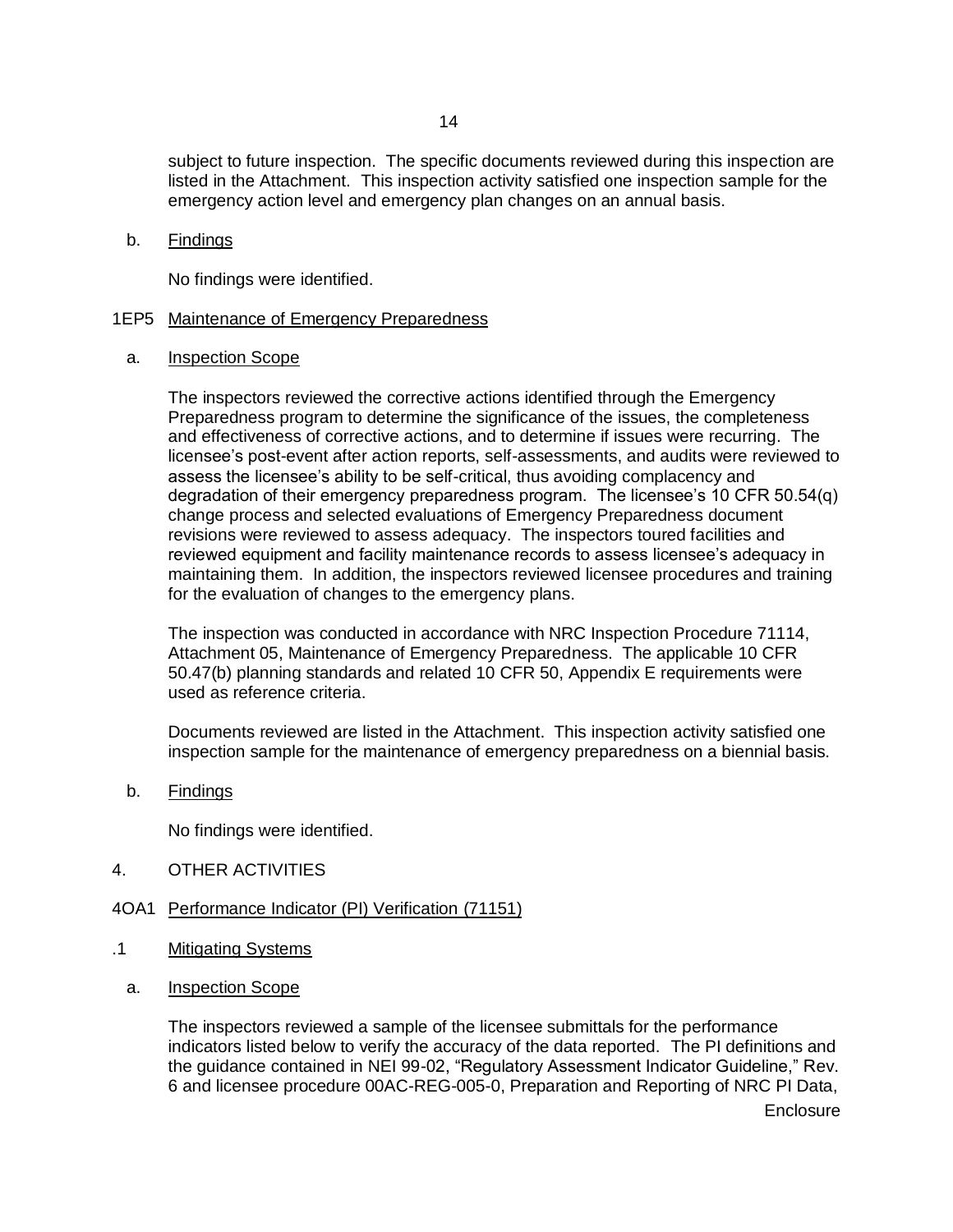subject to future inspection. The specific documents reviewed during this inspection are listed in the Attachment. This inspection activity satisfied one inspection sample for the emergency action level and emergency plan changes on an annual basis.

b. Findings

No findings were identified.

1EP5 Maintenance of Emergency Preparedness

a. Inspection Scope

The inspectors reviewed the corrective actions identified through the Emergency Preparedness program to determine the significance of the issues, the completeness and effectiveness of corrective actions, and to determine if issues were recurring. The licensee's post-event after action reports, self-assessments, and audits were reviewed to assess the licensee's ability to be self-critical, thus avoiding complacency and degradation of their emergency preparedness program. The licensee's 10 CFR 50.54(q) change process and selected evaluations of Emergency Preparedness document revisions were reviewed to assess adequacy. The inspectors toured facilities and reviewed equipment and facility maintenance records to assess licensee's adequacy in maintaining them. In addition, the inspectors reviewed licensee procedures and training for the evaluation of changes to the emergency plans.

The inspection was conducted in accordance with NRC Inspection Procedure 71114, Attachment 05, Maintenance of Emergency Preparedness. The applicable 10 CFR 50.47(b) planning standards and related 10 CFR 50, Appendix E requirements were used as reference criteria.

Documents reviewed are listed in the Attachment. This inspection activity satisfied one inspection sample for the maintenance of emergency preparedness on a biennial basis.

b. Findings

No findings were identified.

4. OTHER ACTIVITIES

4OA1 Performance Indicator (PI) Verification (71151)

.1 Mitigating Systems

a. Inspection Scope

The inspectors reviewed a sample of the licensee submittals for the performance indicators listed below to verify the accuracy of the data reported. The PI definitions and the guidance contained in NEI 99-02, "Regulatory Assessment Indicator Guideline," Rev. 6 and licensee procedure 00AC-REG-005-0, Preparation and Reporting of NRC PI Data,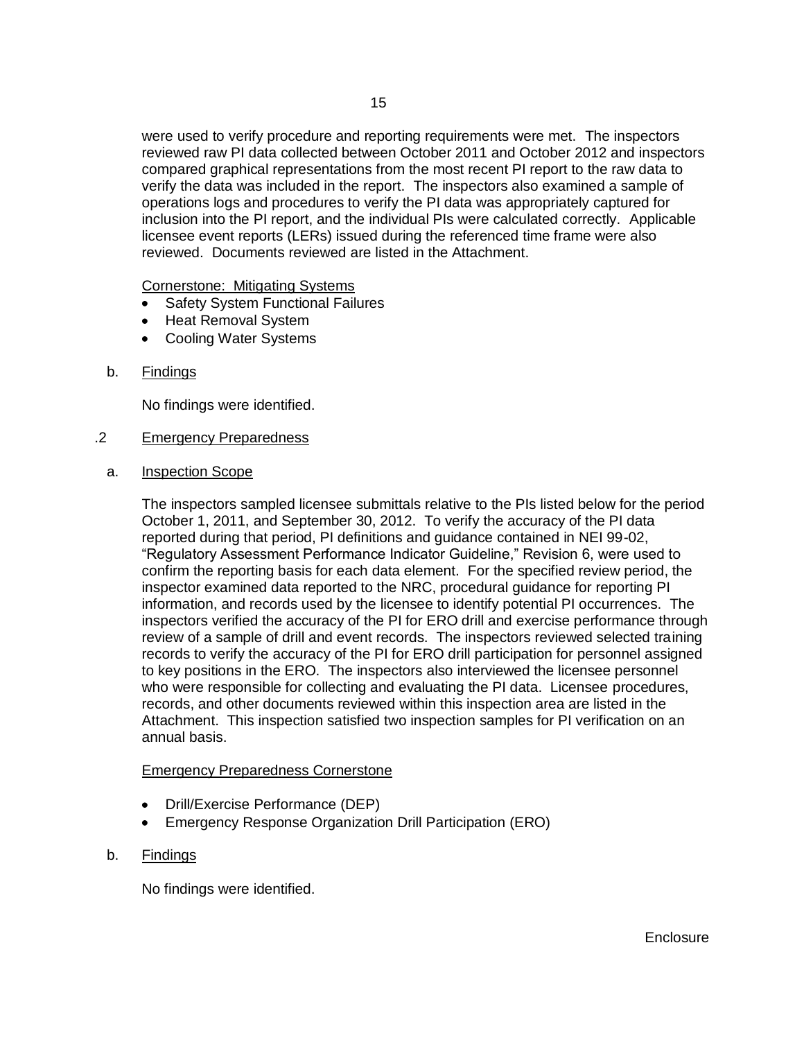were used to verify procedure and reporting requirements were met. The inspectors reviewed raw PI data collected between October 2011 and October 2012 and inspectors compared graphical representations from the most recent PI report to the raw data to verify the data was included in the report. The inspectors also examined a sample of operations logs and procedures to verify the PI data was appropriately captured for inclusion into the PI report, and the individual PIs were calculated correctly. Applicable licensee event reports (LERs) issued during the referenced time frame were also reviewed. Documents reviewed are listed in the Attachment.

Cornerstone: Mitigating Systems

- Safety System Functional Failures
- Heat Removal System
- Cooling Water Systems

b. Findings

No findings were identified.

.2 Emergency Preparedness

a. Inspection Scope

The inspectors sampled licensee submittals relative to the PIs listed below for the period October 1, 2011, and September 30, 2012. To verify the accuracy of the PI data reported during that period, PI definitions and guidance contained in NEI 99-02, "Regulatory Assessment Performance Indicator Guideline," Revision 6, were used to confirm the reporting basis for each data element. For the specified review period, the inspector examined data reported to the NRC, procedural guidance for reporting PI information, and records used by the licensee to identify potential PI occurrences. The inspectors verified the accuracy of the PI for ERO drill and exercise performance through review of a sample of drill and event records. The inspectors reviewed selected training records to verify the accuracy of the PI for ERO drill participation for personnel assigned to key positions in the ERO. The inspectors also interviewed the licensee personnel who were responsible for collecting and evaluating the PI data. Licensee procedures, records, and other documents reviewed within this inspection area are listed in the Attachment. This inspection satisfied two inspection samples for PI verification on an annual basis.

Emergency Preparedness Cornerstone

- Drill/Exercise Performance (DEP)
- Emergency Response Organization Drill Participation (ERO)

b. Findings

No findings were identified.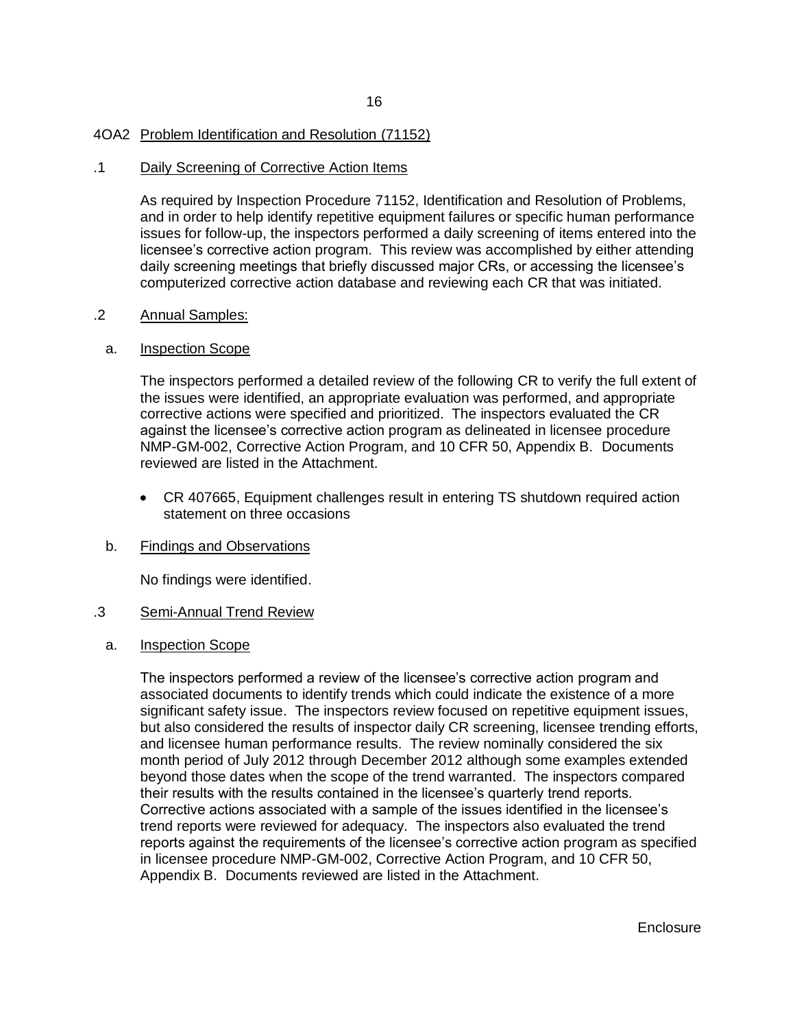## 4OA2 Problem Identification and Resolution (71152)

### .1 Daily Screening of Corrective Action Items

As required by Inspection Procedure 71152, Identification and Resolution of Problems, and in order to help identify repetitive equipment failures or specific human performance issues for follow-up, the inspectors performed a daily screening of items entered into the licensee's corrective action program. This review was accomplished by either attending daily screening meetings that briefly discussed major CRs, or accessing the licensee's computerized corrective action database and reviewing each CR that was initiated.

### .2 Annual Samples:

#### a. Inspection Scope

The inspectors performed a detailed review of the following CR to verify the full extent of the issues were identified, an appropriate evaluation was performed, and appropriate corrective actions were specified and prioritized. The inspectors evaluated the CR against the licensee's corrective action program as delineated in licensee procedure NMP-GM-002, Corrective Action Program, and 10 CFR 50, Appendix B. Documents reviewed are listed in the Attachment.

- CR 407665, Equipment challenges result in entering TS shutdown required action statement on three occasions

#### b. Findings and Observations

No findings were identified.

### .3 Semi-Annual Trend Review

#### a. Inspection Scope

The inspectors performed a review of the licensee's corrective action program and associated documents to identify trends which could indicate the existence of a more significant safety issue. The inspectors review focused on repetitive equipment issues, but also considered the results of inspector daily CR screening, licensee trending efforts, and licensee human performance results. The review nominally considered the six month period of July 2012 through December 2012 although some examples extended beyond those dates when the scope of the trend warranted. The inspectors compared their results with the results contained in the licensee's quarterly trend reports. Corrective actions associated with a sample of the issues identified in the licensee's trend reports were reviewed for adequacy. The inspectors also evaluated the trend reports against the requirements of the licensee's corrective action program as specified in licensee procedure NMP-GM-002, Corrective Action Program, and 10 CFR 50, Appendix B. Documents reviewed are listed in the Attachment.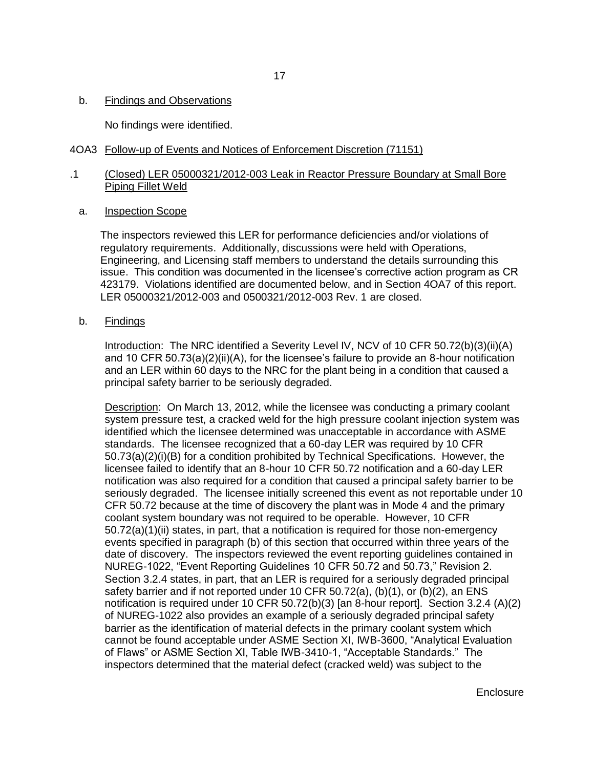b. Findings and Observations

No findings were identified.

## 4OA3 Follow-up of Events and Notices of Enforcement Discretion (71151)

### .1 (Closed) LER 05000321/2012-003 Leak in Reactor Pressure Boundary at Small Bore Piping Fillet Weld

a. Inspection Scope

The inspectors reviewed this LER for performance deficiencies and/or violations of regulatory requirements. Additionally, discussions were held with Operations, Engineering, and Licensing staff members to understand the details surrounding this issue. This condition was documented in the licensee's corrective action program as CR 423179. Violations identified are documented below, and in Section 4OA7 of this report. LER 05000321/2012-003 and 0500321/2012-003 Rev. 1 are closed.

b. Findings

Introduction: The NRC identified a Severity Level IV, NCV of 10 CFR 50.72(b)(3)(ii)(A) and 10 CFR 50.73(a)(2)(ii)(A), for the licensee's failure to provide an 8-hour notification and an LER within 60 days to the NRC for the plant being in a condition that caused a principal safety barrier to be seriously degraded.

Description: On March 13, 2012, while the licensee was conducting a primary coolant system pressure test, a cracked weld for the high pressure coolant injection system was identified which the licensee determined was unacceptable in accordance with ASME standards. The licensee recognized that a 60-day LER was required by 10 CFR 50.73(a)(2)(i)(B) for a condition prohibited by Technical Specifications. However, the licensee failed to identify that an 8-hour 10 CFR 50.72 notification and a 60-day LER notification was also required for a condition that caused a principal safety barrier to be seriously degraded. The licensee initially screened this event as not reportable under 10 CFR 50.72 because at the time of discovery the plant was in Mode 4 and the primary coolant system boundary was not required to be operable. However, 10 CFR 50.72(a)(1)(ii) states, in part, that a notification is required for those non-emergency events specified in paragraph (b) of this section that occurred within three years of the date of discovery. The inspectors reviewed the event reporting guidelines contained in NUREG-1022, "Event Reporting Guidelines 10 CFR 50.72 and 50.73," Revision 2. Section 3.2.4 states, in part, that an LER is required for a seriously degraded principal safety barrier and if not reported under 10 CFR 50.72(a), (b)(1), or (b)(2), an ENS notification is required under 10 CFR 50.72(b)(3) [an 8-hour report]. Section 3.2.4 (A)(2) of NUREG-1022 also provides an example of a seriously degraded principal safety barrier as the identification of material defects in the primary coolant system which cannot be found acceptable under ASME Section XI, IWB-3600, "Analytical Evaluation of Flaws" or ASME Section XI, Table IWB-3410-1, "Acceptable Standards." The inspectors determined that the material defect (cracked weld) was subject to the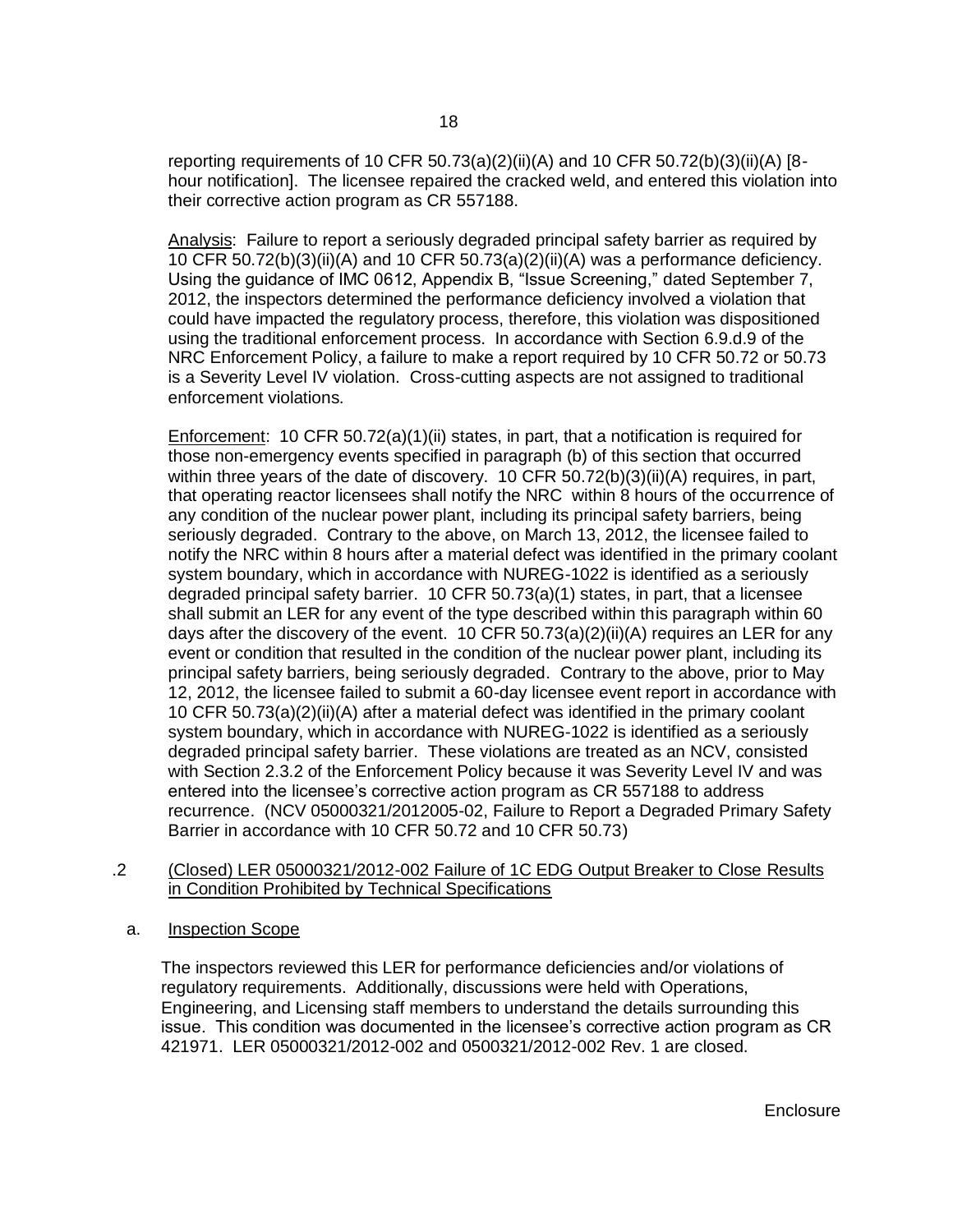reporting requirements of 10 CFR 50.73(a)(2)(ii)(A) and 10 CFR 50.72(b)(3)(ii)(A) [8-hour notification]. The licensee repaired the cracked weld, and entered this violation into their corrective action program as CR 557188.

Analysis: Failure to report a seriously degraded principal safety barrier as required by 10 CFR 50.72(b)(3)(ii)(A) and 10 CFR 50.73(a)(2)(ii)(A) was a performance deficiency. Using the guidance of IMC 0612, Appendix B, "Issue Screening," dated September 7, 2012, the inspectors determined the performance deficiency involved a violation that could have impacted the regulatory process, therefore, this violation was dispositioned using the traditional enforcement process. In accordance with Section 6.9.d.9 of the NRC Enforcement Policy, a failure to make a report required by 10 CFR 50.72 or 50.73 is a Severity Level IV violation. Cross-cutting aspects are not assigned to traditional enforcement violations.

Enforcement: 10 CFR 50.72(a)(1)(ii) states, in part, that a notification is required for those non-emergency events specified in paragraph (b) of this section that occurred within three years of the date of discovery. 10 CFR 50.72(b)(3)(ii)(A) requires, in part, that operating reactor licensees shall notify the NRC within 8 hours of the occurrence of any condition of the nuclear power plant, including its principal safety barriers, being seriously degraded. Contrary to the above, on March 13, 2012, the licensee failed to notify the NRC within 8 hours after a material defect was identified in the primary coolant system boundary, which in accordance with NUREG-1022 is identified as a seriously degraded principal safety barrier. 10 CFR 50.73(a)(1) states, in part, that a licensee shall submit an LER for any event of the type described within this paragraph within 60 days after the discovery of the event. 10 CFR 50.73(a)(2)(ii)(A) requires an LER for any event or condition that resulted in the condition of the nuclear power plant, including its principal safety barriers, being seriously degraded. Contrary to the above, prior to May 12, 2012, the licensee failed to submit a 60-day licensee event report in accordance with 10 CFR 50.73(a)(2)(ii)(A) after a material defect was identified in the primary coolant system boundary, which in accordance with NUREG-1022 is identified as a seriously degraded principal safety barrier. These violations are treated as an NCV, consisted with Section 2.3.2 of the Enforcement Policy because it was Severity Level IV and was entered into the licensee's corrective action program as CR 557188 to address recurrence. (NCV 05000321/2012005-02, Failure to Report a Degraded Primary Safety Barrier in accordance with 10 CFR 50.72 and 10 CFR 50.73)

.2 (Closed) LER 05000321/2012-002 Failure of 1C EDG Output Breaker to Close Results in Condition Prohibited by Technical Specifications

a. Inspection Scope

The inspectors reviewed this LER for performance deficiencies and/or violations of regulatory requirements. Additionally, discussions were held with Operations, Engineering, and Licensing staff members to understand the details surrounding this issue. This condition was documented in the licensee's corrective action program as CR 421971. LER 05000321/2012-002 and 0500321/2012-002 Rev. 1 are closed.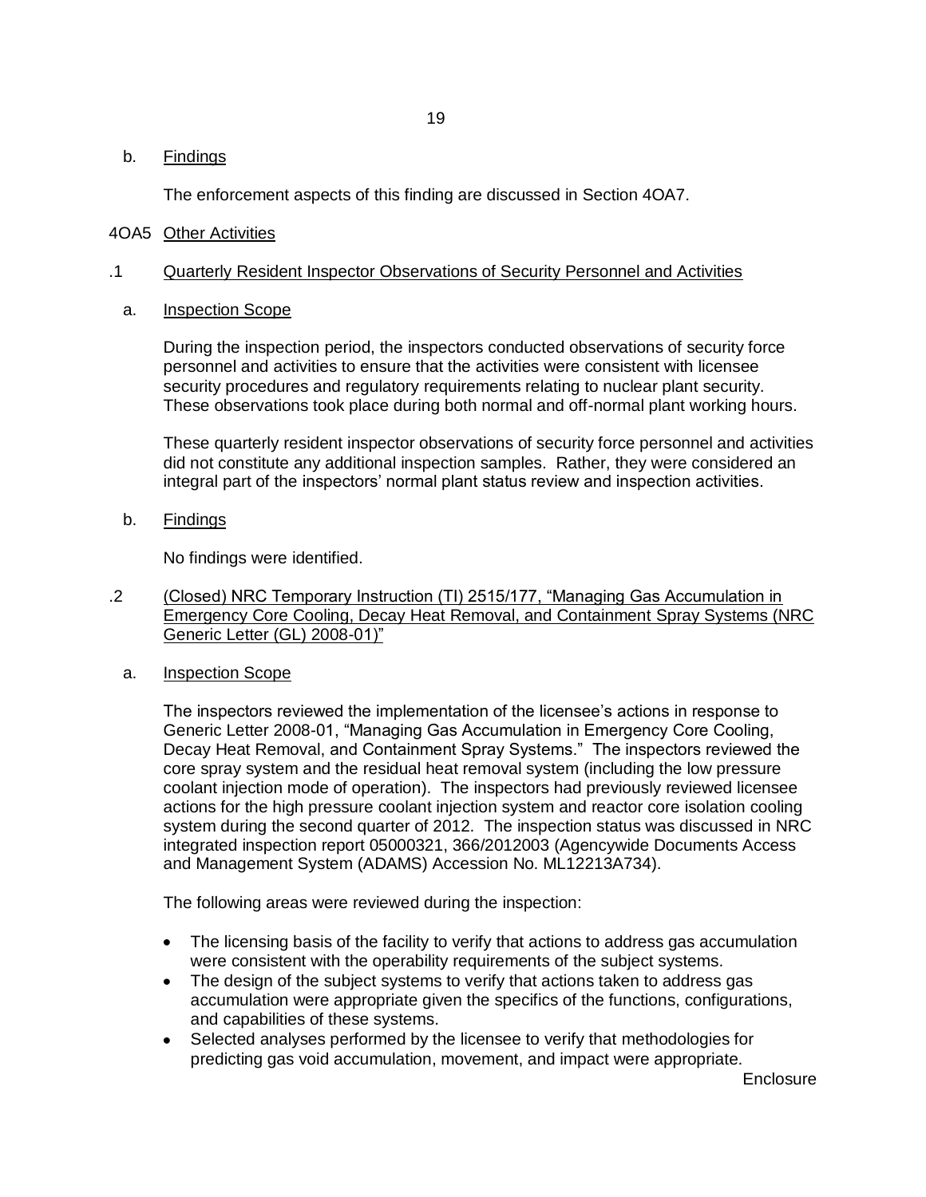b. Findings

The enforcement aspects of this finding are discussed in Section 4OA7.

## 4OA5 Other Activities

### .1 Quarterly Resident Inspector Observations of Security Personnel and Activities

a. Inspection Scope

During the inspection period, the inspectors conducted observations of security force personnel and activities to ensure that the activities were consistent with licensee security procedures and regulatory requirements relating to nuclear plant security. These observations took place during both normal and off-normal plant working hours.

These quarterly resident inspector observations of security force personnel and activities did not constitute any additional inspection samples. Rather, they were considered an integral part of the inspectors' normal plant status review and inspection activities.

b. Findings

No findings were identified.

### .2 (Closed) NRC Temporary Instruction (TI) 2515/177, "Managing Gas Accumulation in Emergency Core Cooling, Decay Heat Removal, and Containment Spray Systems (NRC Generic Letter (GL) 2008-01)"

a. Inspection Scope

The inspectors reviewed the implementation of the licensee's actions in response to Generic Letter 2008-01, "Managing Gas Accumulation in Emergency Core Cooling, Decay Heat Removal, and Containment Spray Systems." The inspectors reviewed the core spray system and the residual heat removal system (including the low pressure coolant injection mode of operation). The inspectors had previously reviewed licensee actions for the high pressure coolant injection system and reactor core isolation cooling system during the second quarter of 2012. The inspection status was discussed in NRC integrated inspection report 05000321, 366/2012003 (Agencywide Documents Access and Management System (ADAMS) Accession No. ML12213A734).

The following areas were reviewed during the inspection:

- The licensing basis of the facility to verify that actions to address gas accumulation were consistent with the operability requirements of the subject systems.
- The design of the subject systems to verify that actions taken to address gas accumulation were appropriate given the specifics of the functions, configurations, and capabilities of these systems.
- Selected analyses performed by the licensee to verify that methodologies for predicting gas void accumulation, movement, and impact were appropriate.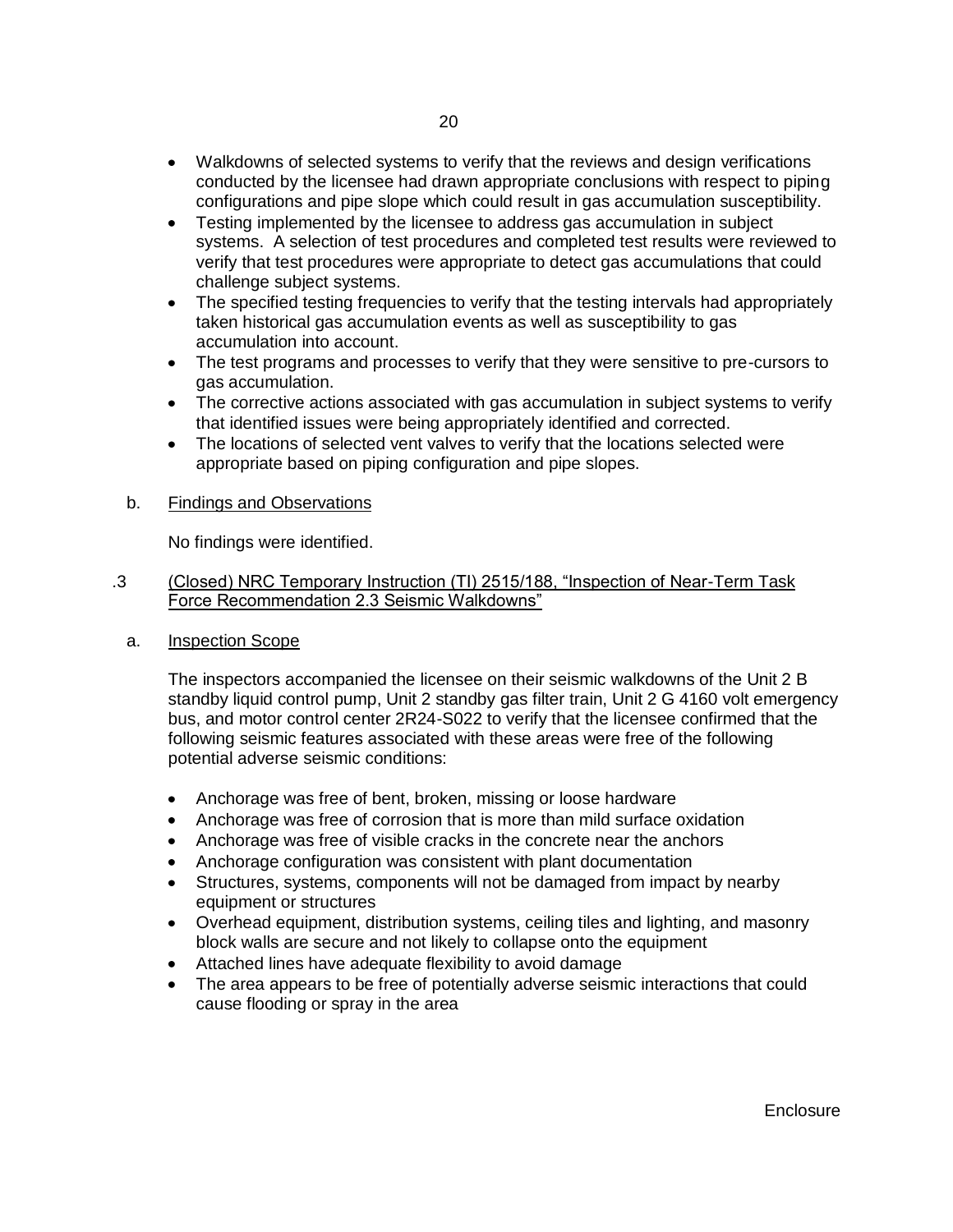- Walkdowns of selected systems to verify that the reviews and design verifications conducted by the licensee had drawn appropriate conclusions with respect to piping configurations and pipe slope which could result in gas accumulation susceptibility.
- Testing implemented by the licensee to address gas accumulation in subject systems. A selection of test procedures and completed test results were reviewed to verify that test procedures were appropriate to detect gas accumulations that could challenge subject systems.
- The specified testing frequencies to verify that the testing intervals had appropriately taken historical gas accumulation events as well as susceptibility to gas accumulation into account.
- The test programs and processes to verify that they were sensitive to pre-cursors to gas accumulation.
- The corrective actions associated with gas accumulation in subject systems to verify that identified issues were being appropriately identified and corrected.
- The locations of selected vent valves to verify that the locations selected were appropriate based on piping configuration and pipe slopes.

b. Findings and Observations

No findings were identified.

.3 (Closed) NRC Temporary Instruction (TI) 2515/188, "Inspection of Near-Term Task Force Recommendation 2.3 Seismic Walkdowns"

a. Inspection Scope

The inspectors accompanied the licensee on their seismic walkdowns of the Unit 2 B standby liquid control pump, Unit 2 standby gas filter train, Unit 2 G 4160 volt emergency bus, and motor control center 2R24-S022 to verify that the licensee confirmed that the following seismic features associated with these areas were free of the following potential adverse seismic conditions:

- Anchorage was free of bent, broken, missing or loose hardware
- Anchorage was free of corrosion that is more than mild surface oxidation
- Anchorage was free of visible cracks in the concrete near the anchors
- Anchorage configuration was consistent with plant documentation
- Structures, systems, components will not be damaged from impact by nearby equipment or structures
- Overhead equipment, distribution systems, ceiling tiles and lighting, and masonry block walls are secure and not likely to collapse onto the equipment
- Attached lines have adequate flexibility to avoid damage
- The area appears to be free of potentially adverse seismic interactions that could cause flooding or spray in the area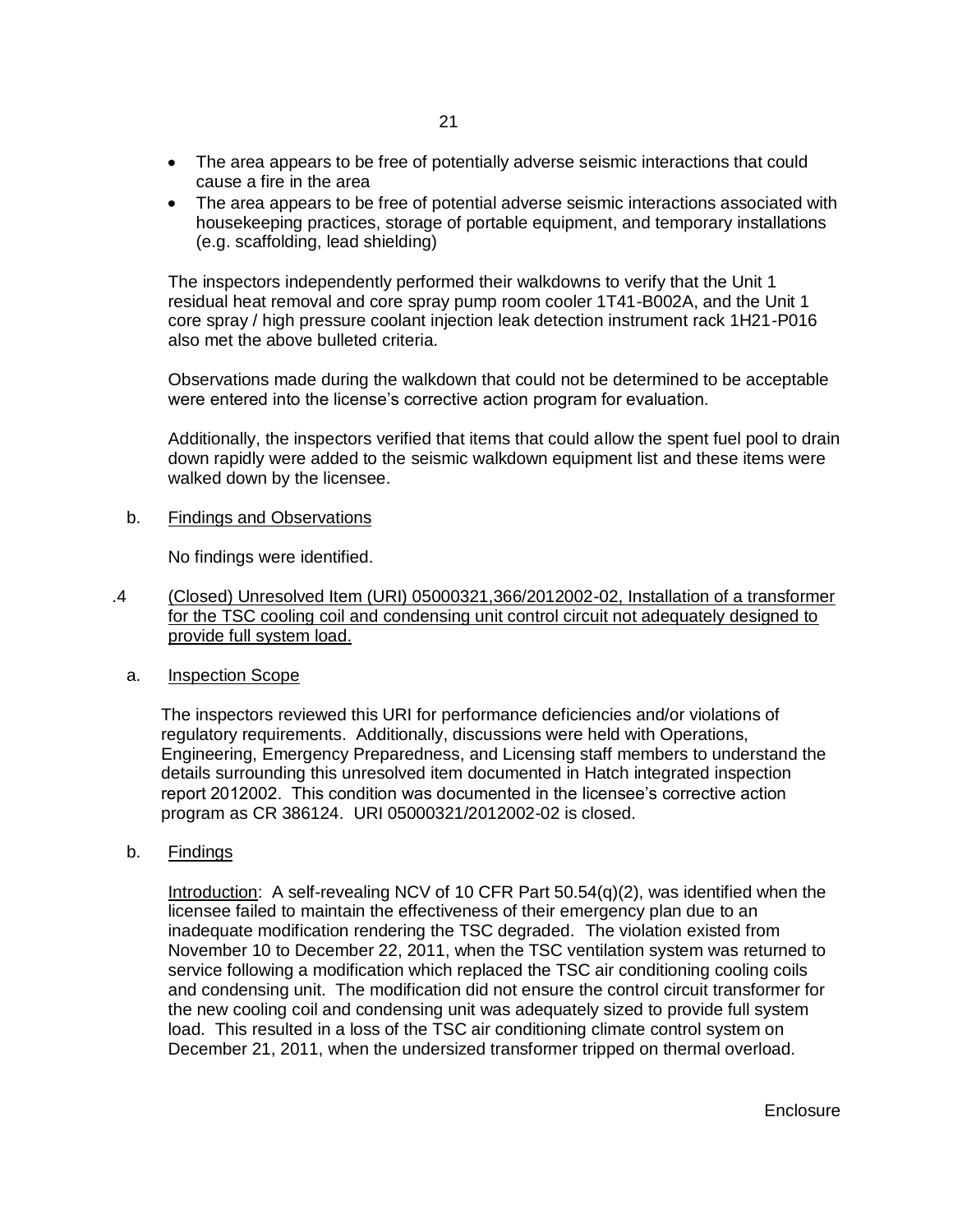- The area appears to be free of potentially adverse seismic interactions that could cause a fire in the area
- The area appears to be free of potential adverse seismic interactions associated with housekeeping practices, storage of portable equipment, and temporary installations (e.g. scaffolding, lead shielding)

The inspectors independently performed their walkdowns to verify that the Unit 1 residual heat removal and core spray pump room cooler 1T41-B002A, and the Unit 1 core spray / high pressure coolant injection leak detection instrument rack 1H21-P016 also met the above bulleted criteria.

Observations made during the walkdown that could not be determined to be acceptable were entered into the license's corrective action program for evaluation.

Additionally, the inspectors verified that items that could allow the spent fuel pool to drain down rapidly were added to the seismic walkdown equipment list and these items were walked down by the licensee.

b. Findings and Observations

No findings were identified.

.4 (Closed) Unresolved Item (URI) 05000321,366/2012002-02, Installation of a transformer for the TSC cooling coil and condensing unit control circuit not adequately designed to provide full system load.

a. Inspection Scope

The inspectors reviewed this URI for performance deficiencies and/or violations of regulatory requirements. Additionally, discussions were held with Operations, Engineering, Emergency Preparedness, and Licensing staff members to understand the details surrounding this unresolved item documented in Hatch integrated inspection report 2012002. This condition was documented in the licensee's corrective action program as CR 386124. URI 05000321/2012002-02 is closed.

b. Findings

Introduction: A self-revealing NCV of 10 CFR Part 50.54(q)(2), was identified when the licensee failed to maintain the effectiveness of their emergency plan due to an inadequate modification rendering the TSC degraded. The violation existed from November 10 to December 22, 2011, when the TSC ventilation system was returned to service following a modification which replaced the TSC air conditioning cooling coils and condensing unit. The modification did not ensure the control circuit transformer for the new cooling coil and condensing unit was adequately sized to provide full system load. This resulted in a loss of the TSC air conditioning climate control system on December 21, 2011, when the undersized transformer tripped on thermal overload.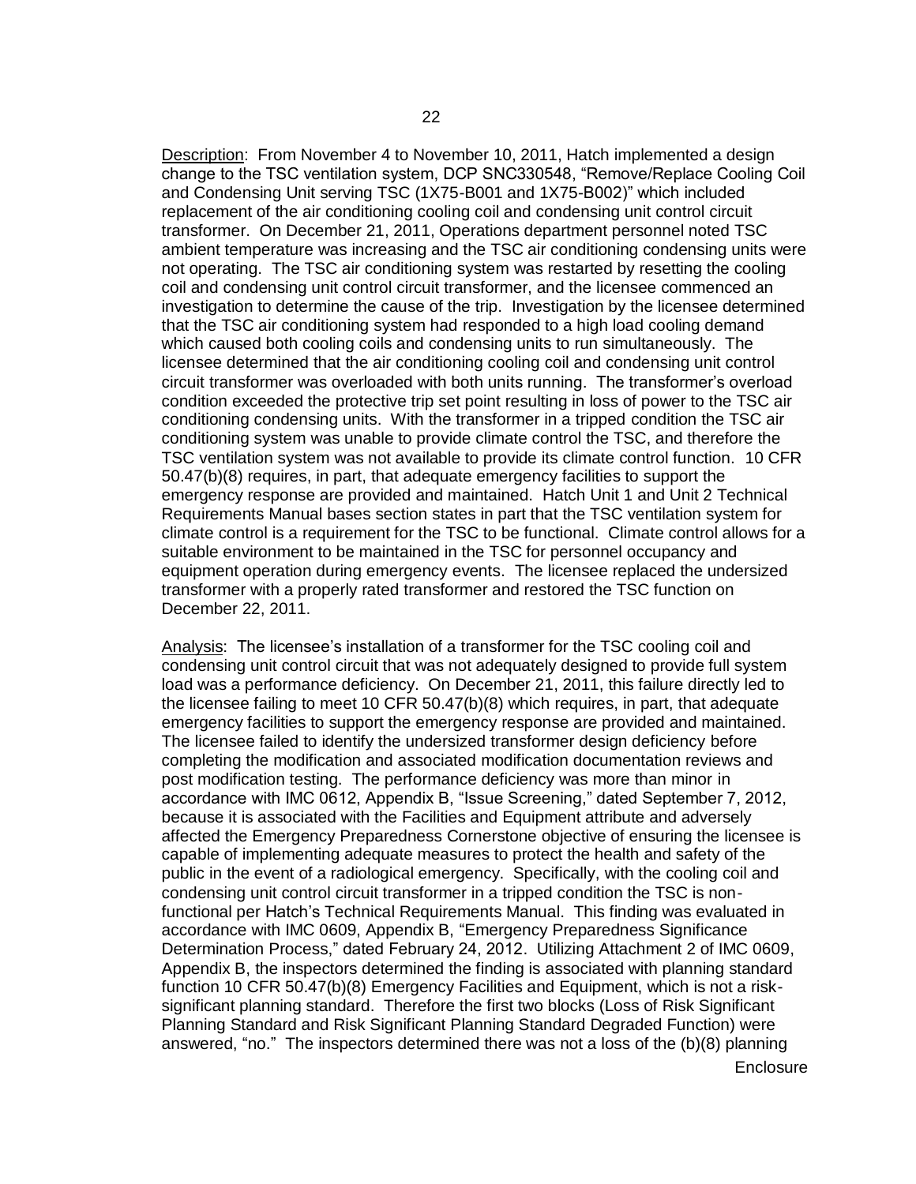Description: From November 4 to November 10, 2011, Hatch implemented a design change to the TSC ventilation system, DCP SNC330548, “Remove/Replace Cooling Coil and Condensing Unit serving TSC (1X75-B001 and 1X75-B002)” which included replacement of the air conditioning cooling coil and condensing unit control circuit transformer. On December 21, 2011, Operations department personnel noted TSC ambient temperature was increasing and the TSC air conditioning condensing units were not operating. The TSC air conditioning system was restarted by resetting the cooling coil and condensing unit control circuit transformer, and the licensee commenced an investigation to determine the cause of the trip. Investigation by the licensee determined that the TSC air conditioning system had responded to a high load cooling demand which caused both cooling coils and condensing units to run simultaneously. The licensee determined that the air conditioning cooling coil and condensing unit control circuit transformer was overloaded with both units running. The transformer’s overload condition exceeded the protective trip set point resulting in loss of power to the TSC air conditioning condensing units. With the transformer in a tripped condition the TSC air conditioning system was unable to provide climate control the TSC, and therefore the TSC ventilation system was not available to provide its climate control function. 10 CFR 50.47(b)(8) requires, in part, that adequate emergency facilities to support the emergency response are provided and maintained. Hatch Unit 1 and Unit 2 Technical Requirements Manual bases section states in part that the TSC ventilation system for climate control is a requirement for the TSC to be functional. Climate control allows for a suitable environment to be maintained in the TSC for personnel occupancy and equipment operation during emergency events. The licensee replaced the undersized transformer with a properly rated transformer and restored the TSC function on December 22, 2011.

Analysis: The licensee’s installation of a transformer for the TSC cooling coil and condensing unit control circuit that was not adequately designed to provide full system load was a performance deficiency. On December 21, 2011, this failure directly led to the licensee failing to meet 10 CFR 50.47(b)(8) which requires, in part, that adequate emergency facilities to support the emergency response are provided and maintained. The licensee failed to identify the undersized transformer design deficiency before completing the modification and associated modification documentation reviews and post modification testing. The performance deficiency was more than minor in accordance with IMC 0612, Appendix B, “Issue Screening,” dated September 7, 2012, because it is associated with the Facilities and Equipment attribute and adversely affected the Emergency Preparedness Cornerstone objective of ensuring the licensee is capable of implementing adequate measures to protect the health and safety of the public in the event of a radiological emergency. Specifically, with the cooling coil and condensing unit control circuit transformer in a tripped condition the TSC is non-functional per Hatch’s Technical Requirements Manual. This finding was evaluated in accordance with IMC 0609, Appendix B, “Emergency Preparedness Significance Determination Process,” dated February 24, 2012. Utilizing Attachment 2 of IMC 0609, Appendix B, the inspectors determined the finding is associated with planning standard function 10 CFR 50.47(b)(8) Emergency Facilities and Equipment, which is not a risk-significant planning standard. Therefore the first two blocks (Loss of Risk Significant Planning Standard and Risk Significant Planning Standard Degraded Function) were answered, “no.” The inspectors determined there was not a loss of the (b)(8) planning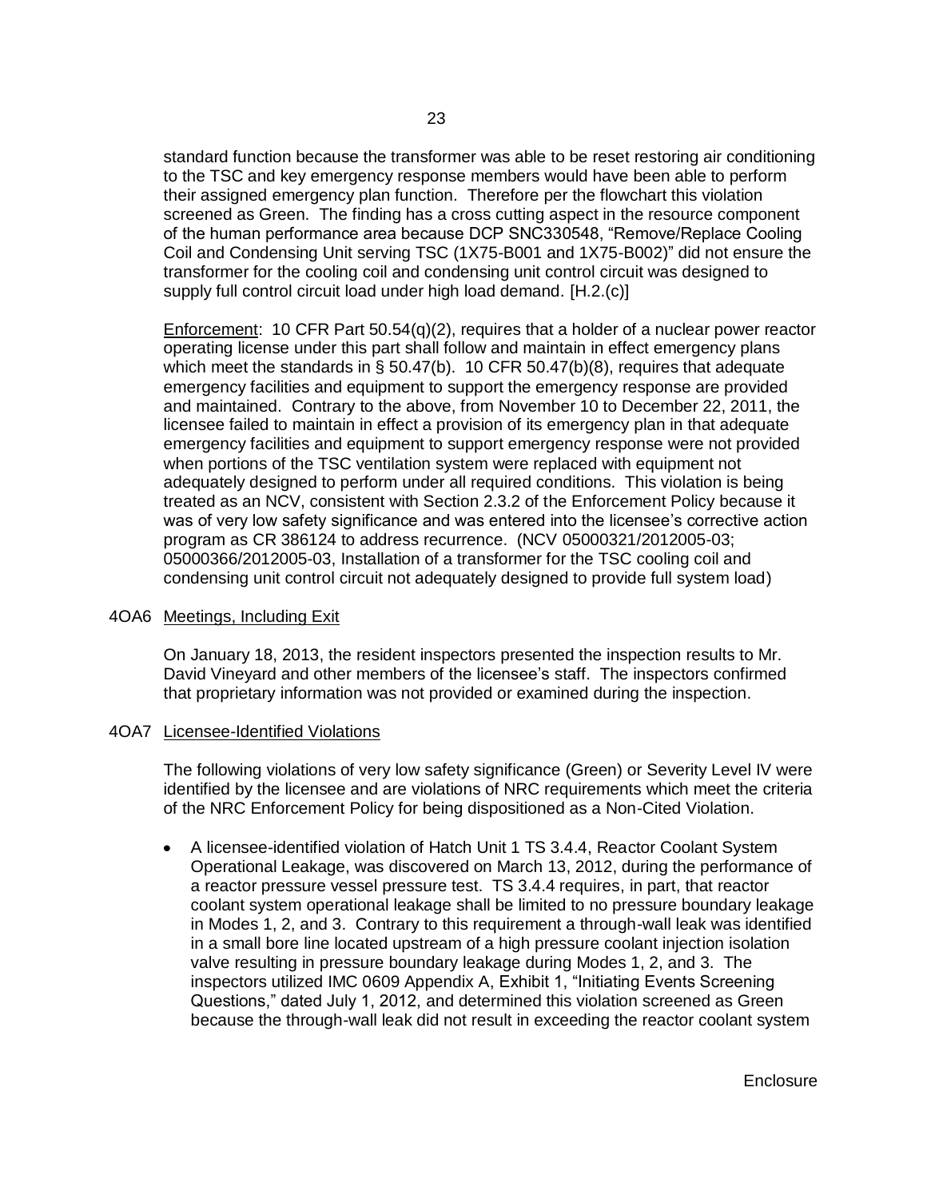standard function because the transformer was able to be reset restoring air conditioning to the TSC and key emergency response members would have been able to perform their assigned emergency plan function. Therefore per the flowchart this violation screened as Green. The finding has a cross cutting aspect in the resource component of the human performance area because DCP SNC330548, "Remove/Replace Cooling Coil and Condensing Unit serving TSC (1X75-B001 and 1X75-B002)" did not ensure the transformer for the cooling coil and condensing unit control circuit was designed to supply full control circuit load under high load demand. [H.2.(c)]

Enforcement: 10 CFR Part 50.54(q)(2), requires that a holder of a nuclear power reactor operating license under this part shall follow and maintain in effect emergency plans which meet the standards in § 50.47(b). 10 CFR 50.47(b)(8), requires that adequate emergency facilities and equipment to support the emergency response are provided and maintained. Contrary to the above, from November 10 to December 22, 2011, the licensee failed to maintain in effect a provision of its emergency plan in that adequate emergency facilities and equipment to support emergency response were not provided when portions of the TSC ventilation system were replaced with equipment not adequately designed to perform under all required conditions. This violation is being treated as an NCV, consistent with Section 2.3.2 of the Enforcement Policy because it was of very low safety significance and was entered into the licensee's corrective action program as CR 386124 to address recurrence. (NCV 05000321/2012005-03; 05000366/2012005-03, Installation of a transformer for the TSC cooling coil and condensing unit control circuit not adequately designed to provide full system load)

## 4OA6 Meetings, Including Exit

On January 18, 2013, the resident inspectors presented the inspection results to Mr. David Vineyard and other members of the licensee's staff. The inspectors confirmed that proprietary information was not provided or examined during the inspection.

## 4OA7 Licensee-Identified Violations

The following violations of very low safety significance (Green) or Severity Level IV were identified by the licensee and are violations of NRC requirements which meet the criteria of the NRC Enforcement Policy for being dispositioned as a Non-Cited Violation.

- A licensee-identified violation of Hatch Unit 1 TS 3.4.4, Reactor Coolant System Operational Leakage, was discovered on March 13, 2012, during the performance of a reactor pressure vessel pressure test. TS 3.4.4 requires, in part, that reactor coolant system operational leakage shall be limited to no pressure boundary leakage in Modes 1, 2, and 3. Contrary to this requirement a through-wall leak was identified in a small bore line located upstream of a high pressure coolant injection isolation valve resulting in pressure boundary leakage during Modes 1, 2, and 3. The inspectors utilized IMC 0609 Appendix A, Exhibit 1, "Initiating Events Screening Questions," dated July 1, 2012, and determined this violation screened as Green because the through-wall leak did not result in exceeding the reactor coolant system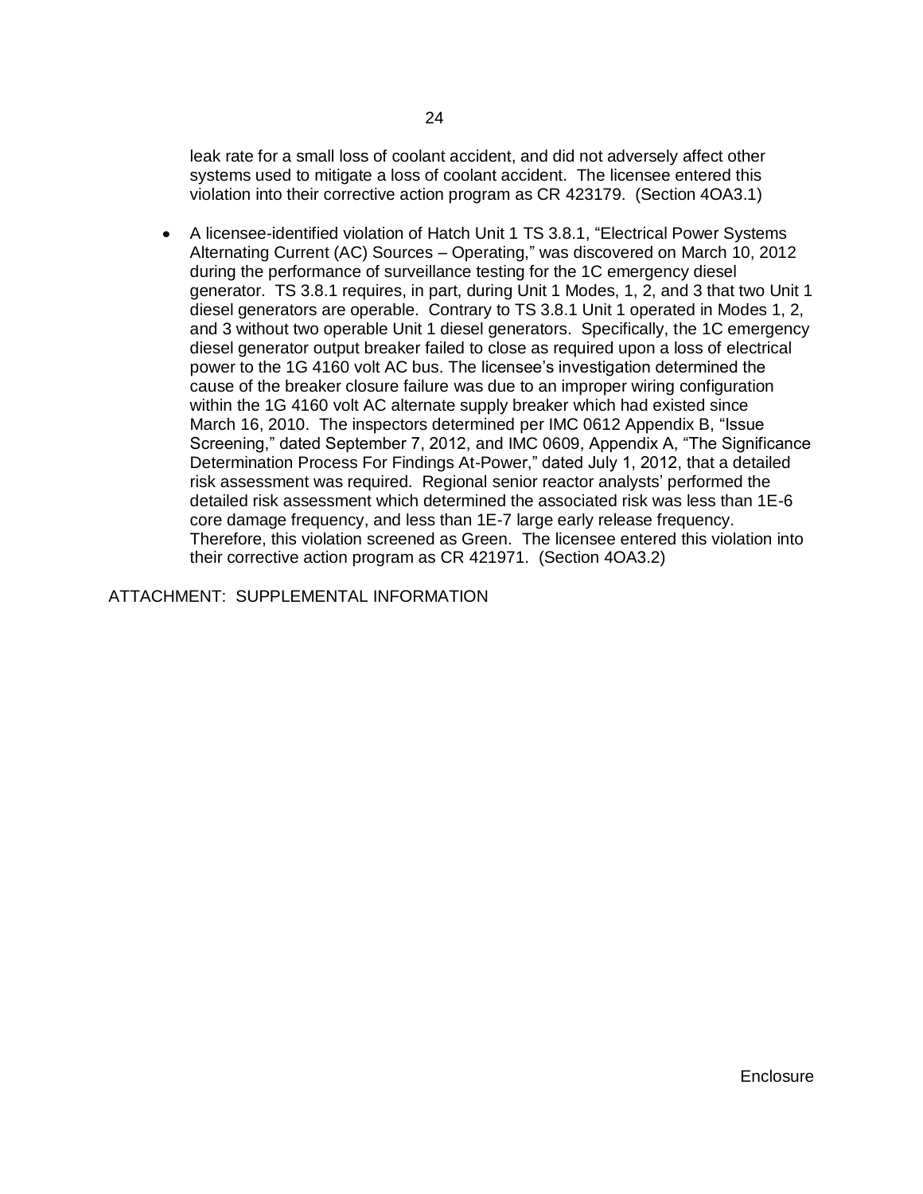leak rate for a small loss of coolant accident, and did not adversely affect other systems used to mitigate a loss of coolant accident. The licensee entered this violation into their corrective action program as CR 423179. (Section 4OA3.1)

- A licensee-identified violation of Hatch Unit 1 TS 3.8.1, "Electrical Power Systems Alternating Current (AC) Sources – Operating," was discovered on March 10, 2012 during the performance of surveillance testing for the 1C emergency diesel generator. TS 3.8.1 requires, in part, during Unit 1 Modes, 1, 2, and 3 that two Unit 1 diesel generators are operable. Contrary to TS 3.8.1 Unit 1 operated in Modes 1, 2, and 3 without two operable Unit 1 diesel generators. Specifically, the 1C emergency diesel generator output breaker failed to close as required upon a loss of electrical power to the 1G 4160 volt AC bus. The licensee's investigation determined the cause of the breaker closure failure was due to an improper wiring configuration within the 1G 4160 volt AC alternate supply breaker which had existed since March 16, 2010. The inspectors determined per IMC 0612 Appendix B, "Issue Screening," dated September 7, 2012, and IMC 0609, Appendix A, "The Significance Determination Process For Findings At-Power," dated July 1, 2012, that a detailed risk assessment was required. Regional senior reactor analysts' performed the detailed risk assessment which determined the associated risk was less than 1E-6 core damage frequency, and less than 1E-7 large early release frequency. Therefore, this violation screened as Green. The licensee entered this violation into their corrective action program as CR 421971. (Section 4OA3.2)

ATTACHMENT: SUPPLEMENTAL INFORMATION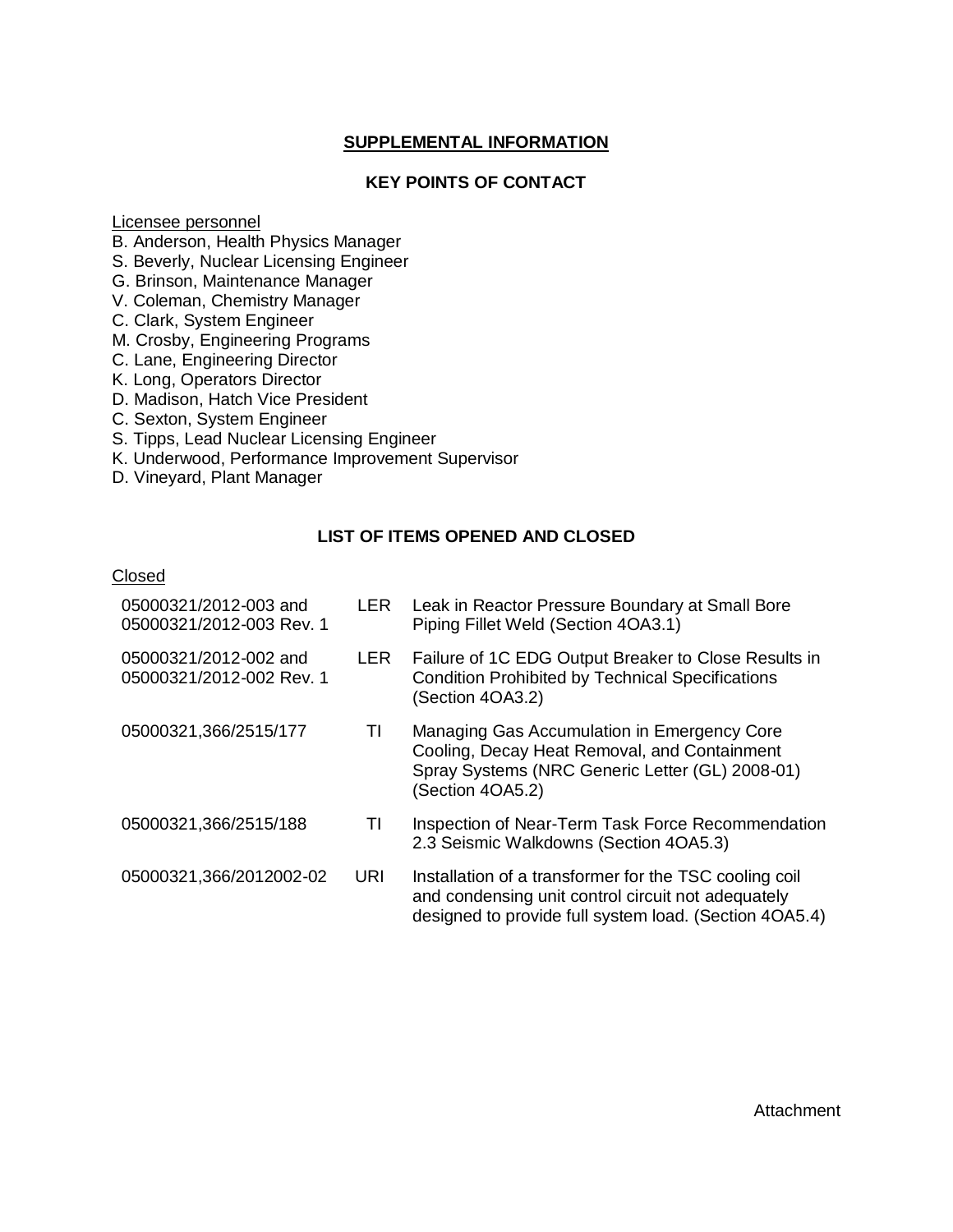## SUPPLEMENTAL INFORMATION

### KEY POINTS OF CONTACT

Licensee personnel

B. Anderson, Health Physics Manager
S. Beverly, Nuclear Licensing Engineer
G. Brinson, Maintenance Manager
V. Coleman, Chemistry Manager
C. Clark, System Engineer
M. Crosby, Engineering Programs
C. Lane, Engineering Director
K. Long, Operators Director
D. Madison, Hatch Vice President
C. Sexton, System Engineer
S. Tipps, Lead Nuclear Licensing Engineer
K. Underwood, Performance Improvement Supervisor
D. Vineyard, Plant Manager

### LIST OF ITEMS OPENED AND CLOSED

Closed

| | | |
|---|---|---|
| 05000321/2012-003 and 05000321/2012-003 Rev. 1 | LER | Leak in Reactor Pressure Boundary at Small Bore Piping Fillet Weld (Section 4OA3.1) |
| 05000321/2012-002 and 05000321/2012-002 Rev. 1 | LER | Failure of 1C EDG Output Breaker to Close Results in Condition Prohibited by Technical Specifications (Section 4OA3.2) |
| 05000321,366/2515/177 | TI | Managing Gas Accumulation in Emergency Core Cooling, Decay Heat Removal, and Containment Spray Systems (NRC Generic Letter (GL) 2008-01) (Section 4OA5.2) |
| 05000321,366/2515/188 | TI | Inspection of Near-Term Task Force Recommendation 2.3 Seismic Walkdowns (Section 4OA5.3) |
| 05000321,366/2012002-02 | URI | Installation of a transformer for the TSC cooling coil and condensing unit control circuit not adequately designed to provide full system load. (Section 4OA5.4) |

Attachment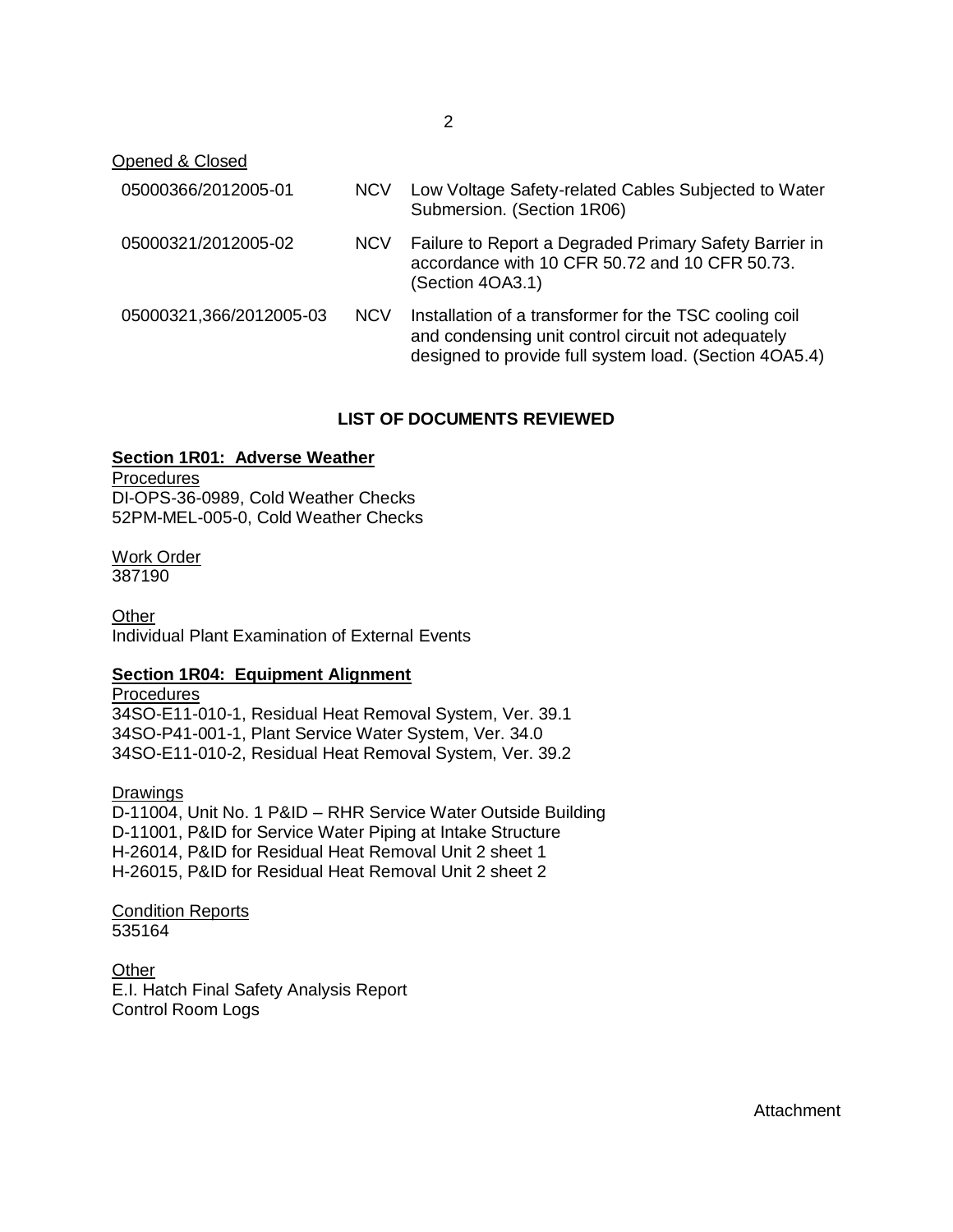Opened & Closed

| | | |
|---|---|---|
| 05000366/2012005-01 | NCV | Low Voltage Safety-related Cables Subjected to Water Submersion. (Section 1R06) |
| 05000321/2012005-02 | NCV | Failure to Report a Degraded Primary Safety Barrier in accordance with 10 CFR 50.72 and 10 CFR 50.73. (Section 4OA3.1) |
| 05000321,366/2012005-03 | NCV | Installation of a transformer for the TSC cooling coil and condensing unit control circuit not adequately designed to provide full system load. (Section 4OA5.4) |

## LIST OF DOCUMENTS REVIEWED

### Section 1R01: Adverse Weather

Procedures
DI-OPS-36-0989, Cold Weather Checks
52PM-MEL-005-0, Cold Weather Checks

Work Order
387190

Other
Individual Plant Examination of External Events

### Section 1R04: Equipment Alignment

Procedures
34SO-E11-010-1, Residual Heat Removal System, Ver. 39.1
34SO-P41-001-1, Plant Service Water System, Ver. 34.0
34SO-E11-010-2, Residual Heat Removal System, Ver. 39.2

Drawings
D-11004, Unit No. 1 P&ID – RHR Service Water Outside Building
D-11001, P&ID for Service Water Piping at Intake Structure
H-26014, P&ID for Residual Heat Removal Unit 2 sheet 1
H-26015, P&ID for Residual Heat Removal Unit 2 sheet 2

Condition Reports
535164

Other
E.I. Hatch Final Safety Analysis Report
Control Room Logs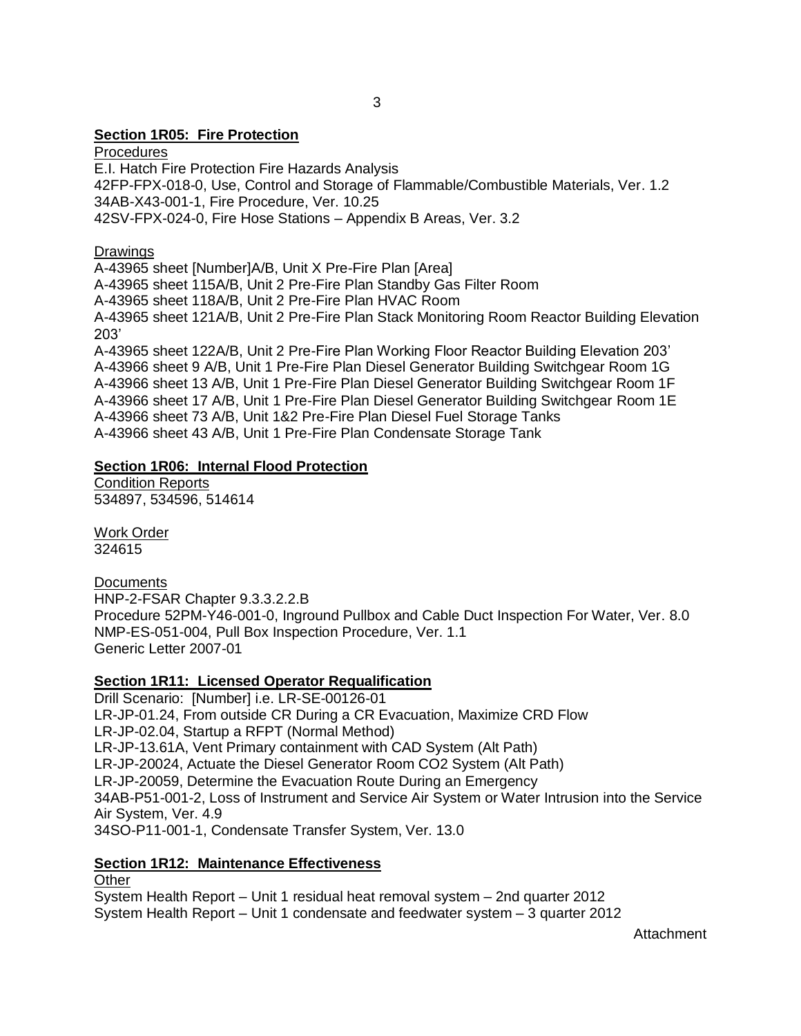**Section 1R05: Fire Protection**

Procedures

E.I. Hatch Fire Protection Fire Hazards Analysis
42FP-FPX-018-0, Use, Control and Storage of Flammable/Combustible Materials, Ver. 1.2
34AB-X43-001-1, Fire Procedure, Ver. 10.25
42SV-FPX-024-0, Fire Hose Stations – Appendix B Areas, Ver. 3.2

Drawings

A-43965 sheet [Number]A/B, Unit X Pre-Fire Plan [Area]
A-43965 sheet 115A/B, Unit 2 Pre-Fire Plan Standby Gas Filter Room
A-43965 sheet 118A/B, Unit 2 Pre-Fire Plan HVAC Room
A-43965 sheet 121A/B, Unit 2 Pre-Fire Plan Stack Monitoring Room Reactor Building Elevation 203'
A-43965 sheet 122A/B, Unit 2 Pre-Fire Plan Working Floor Reactor Building Elevation 203'
A-43966 sheet 9 A/B, Unit 1 Pre-Fire Plan Diesel Generator Building Switchgear Room 1G
A-43966 sheet 13 A/B, Unit 1 Pre-Fire Plan Diesel Generator Building Switchgear Room 1F
A-43966 sheet 17 A/B, Unit 1 Pre-Fire Plan Diesel Generator Building Switchgear Room 1E
A-43966 sheet 73 A/B, Unit 1&2 Pre-Fire Plan Diesel Fuel Storage Tanks
A-43966 sheet 43 A/B, Unit 1 Pre-Fire Plan Condensate Storage Tank

**Section 1R06: Internal Flood Protection**

Condition Reports

534897, 534596, 514614

Work Order

324615

Documents

HNP-2-FSAR Chapter 9.3.3.2.2.B
Procedure 52PM-Y46-001-0, Inground Pullbox and Cable Duct Inspection For Water, Ver. 8.0
NMP-ES-051-004, Pull Box Inspection Procedure, Ver. 1.1
Generic Letter 2007-01

**Section 1R11: Licensed Operator Requalification**

Drill Scenario: [Number] i.e. LR-SE-00126-01
LR-JP-01.24, From outside CR During a CR Evacuation, Maximize CRD Flow
LR-JP-02.04, Startup a RFPT (Normal Method)
LR-JP-13.61A, Vent Primary containment with CAD System (Alt Path)
LR-JP-20024, Actuate the Diesel Generator Room CO2 System (Alt Path)
LR-JP-20059, Determine the Evacuation Route During an Emergency
34AB-P51-001-2, Loss of Instrument and Service Air System or Water Intrusion into the Service Air System, Ver. 4.9
34SO-P11-001-1, Condensate Transfer System, Ver. 13.0

**Section 1R12: Maintenance Effectiveness**

Other

System Health Report – Unit 1 residual heat removal system – 2nd quarter 2012
System Health Report – Unit 1 condensate and feedwater system – 3 quarter 2012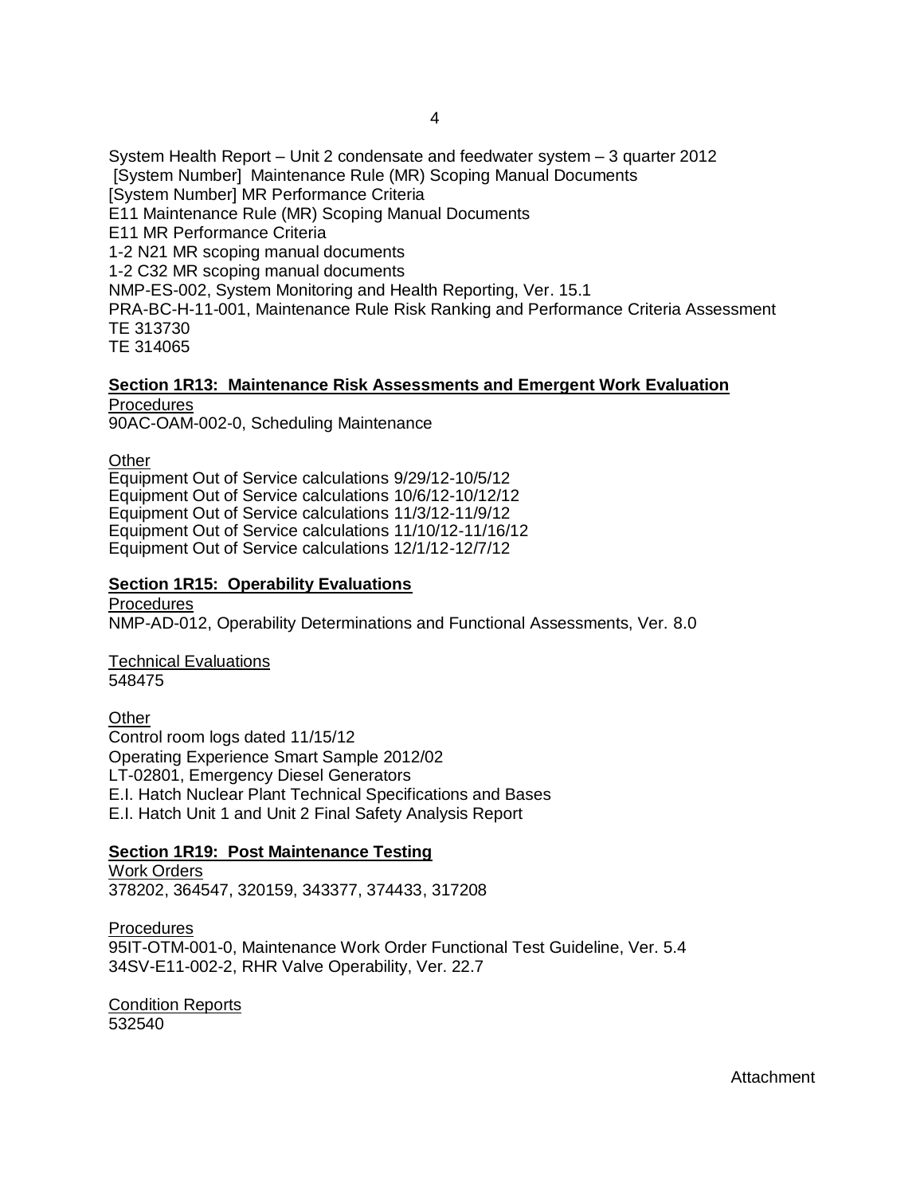System Health Report – Unit 2 condensate and feedwater system – 3 quarter 2012
[System Number] Maintenance Rule (MR) Scoping Manual Documents
[System Number] MR Performance Criteria
E11 Maintenance Rule (MR) Scoping Manual Documents
E11 MR Performance Criteria
1-2 N21 MR scoping manual documents
1-2 C32 MR scoping manual documents
NMP-ES-002, System Monitoring and Health Reporting, Ver. 15.1
PRA-BC-H-11-001, Maintenance Rule Risk Ranking and Performance Criteria Assessment
TE 313730
TE 314065

**Section 1R13: Maintenance Risk Assessments and Emergent Work Evaluation**

Procedures
90AC-OAM-002-0, Scheduling Maintenance

Other
Equipment Out of Service calculations 9/29/12-10/5/12
Equipment Out of Service calculations 10/6/12-10/12/12
Equipment Out of Service calculations 11/3/12-11/9/12
Equipment Out of Service calculations 11/10/12-11/16/12
Equipment Out of Service calculations 12/1/12-12/7/12

**Section 1R15: Operability Evaluations**

Procedures
NMP-AD-012, Operability Determinations and Functional Assessments, Ver. 8.0

Technical Evaluations
548475

Other
Control room logs dated 11/15/12
Operating Experience Smart Sample 2012/02
LT-02801, Emergency Diesel Generators
E.I. Hatch Nuclear Plant Technical Specifications and Bases
E.I. Hatch Unit 1 and Unit 2 Final Safety Analysis Report

**Section 1R19: Post Maintenance Testing**

Work Orders
378202, 364547, 320159, 343377, 374433, 317208

Procedures
95IT-OTM-001-0, Maintenance Work Order Functional Test Guideline, Ver. 5.4
34SV-E11-002-2, RHR Valve Operability, Ver. 22.7

Condition Reports
532540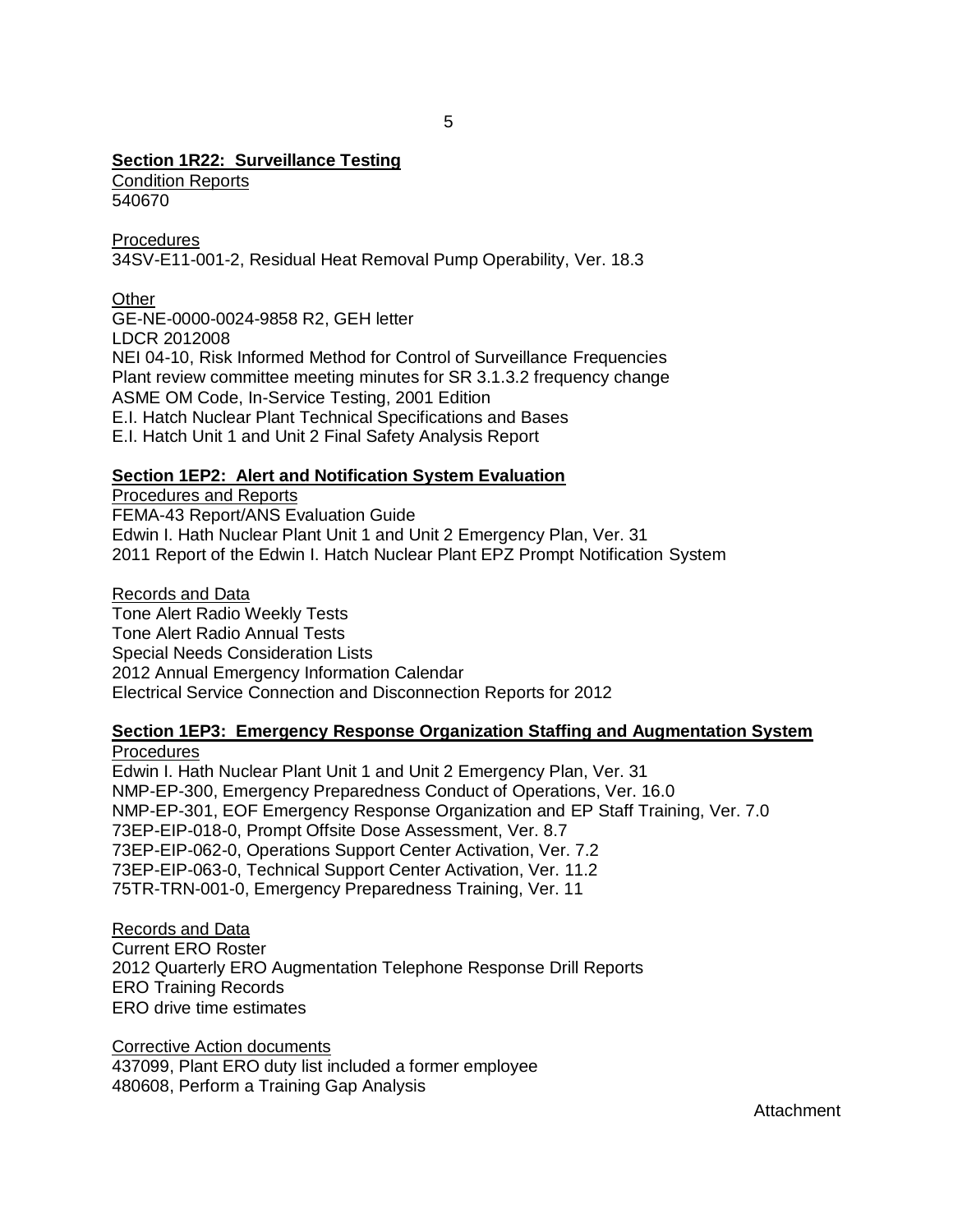**Section 1R22: Surveillance Testing**

Condition Reports
540670

Procedures
34SV-E11-001-2, Residual Heat Removal Pump Operability, Ver. 18.3

Other
GE-NE-0000-0024-9858 R2, GEH letter
LDCR 2012008
NEI 04-10, Risk Informed Method for Control of Surveillance Frequencies
Plant review committee meeting minutes for SR 3.1.3.2 frequency change
ASME OM Code, In-Service Testing, 2001 Edition
E.I. Hatch Nuclear Plant Technical Specifications and Bases
E.I. Hatch Unit 1 and Unit 2 Final Safety Analysis Report

**Section 1EP2: Alert and Notification System Evaluation**

Procedures and Reports
FEMA-43 Report/ANS Evaluation Guide
Edwin I. Hath Nuclear Plant Unit 1 and Unit 2 Emergency Plan, Ver. 31
2011 Report of the Edwin I. Hatch Nuclear Plant EPZ Prompt Notification System

Records and Data
Tone Alert Radio Weekly Tests
Tone Alert Radio Annual Tests
Special Needs Consideration Lists
2012 Annual Emergency Information Calendar
Electrical Service Connection and Disconnection Reports for 2012

**Section 1EP3: Emergency Response Organization Staffing and Augmentation System**

Procedures
Edwin I. Hath Nuclear Plant Unit 1 and Unit 2 Emergency Plan, Ver. 31
NMP-EP-300, Emergency Preparedness Conduct of Operations, Ver. 16.0
NMP-EP-301, EOF Emergency Response Organization and EP Staff Training, Ver. 7.0
73EP-EIP-018-0, Prompt Offsite Dose Assessment, Ver. 8.7
73EP-EIP-062-0, Operations Support Center Activation, Ver. 7.2
73EP-EIP-063-0, Technical Support Center Activation, Ver. 11.2
75TR-TRN-001-0, Emergency Preparedness Training, Ver. 11

Records and Data
Current ERO Roster
2012 Quarterly ERO Augmentation Telephone Response Drill Reports
ERO Training Records
ERO drive time estimates

Corrective Action documents
437099, Plant ERO duty list included a former employee
480608, Perform a Training Gap Analysis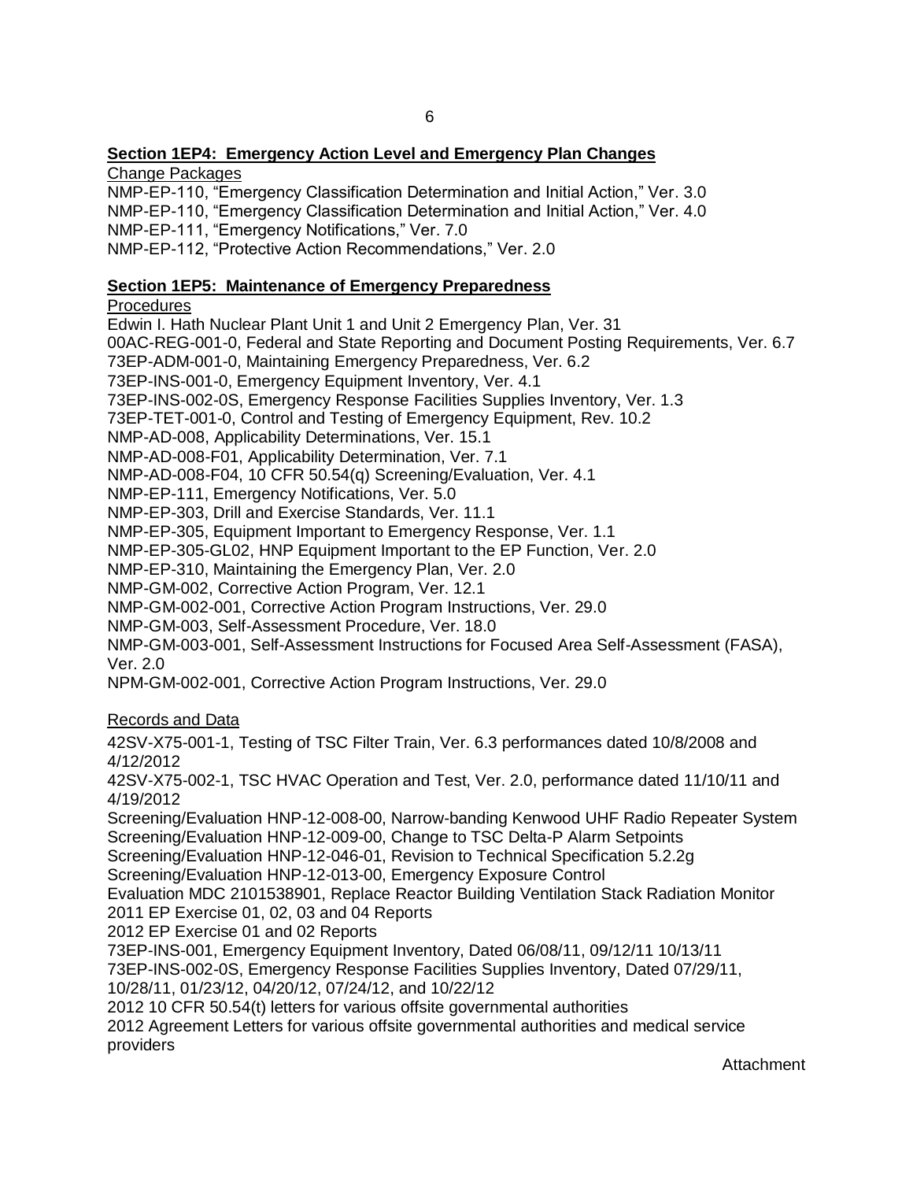## Section 1EP4: Emergency Action Level and Emergency Plan Changes

Change Packages

NMP-EP-110, "Emergency Classification Determination and Initial Action," Ver. 3.0
NMP-EP-110, "Emergency Classification Determination and Initial Action," Ver. 4.0
NMP-EP-111, "Emergency Notifications," Ver. 7.0
NMP-EP-112, "Protective Action Recommendations," Ver. 2.0

## Section 1EP5: Maintenance of Emergency Preparedness

Procedures

Edwin I. Hath Nuclear Plant Unit 1 and Unit 2 Emergency Plan, Ver. 31
00AC-REG-001-0, Federal and State Reporting and Document Posting Requirements, Ver. 6.7
73EP-ADM-001-0, Maintaining Emergency Preparedness, Ver. 6.2
73EP-INS-001-0, Emergency Equipment Inventory, Ver. 4.1
73EP-INS-002-0S, Emergency Response Facilities Supplies Inventory, Ver. 1.3
73EP-TET-001-0, Control and Testing of Emergency Equipment, Rev. 10.2
NMP-AD-008, Applicability Determinations, Ver. 15.1
NMP-AD-008-F01, Applicability Determination, Ver. 7.1
NMP-AD-008-F04, 10 CFR 50.54(q) Screening/Evaluation, Ver. 4.1
NMP-EP-111, Emergency Notifications, Ver. 5.0
NMP-EP-303, Drill and Exercise Standards, Ver. 11.1
NMP-EP-305, Equipment Important to Emergency Response, Ver. 1.1
NMP-EP-305-GL02, HNP Equipment Important to the EP Function, Ver. 2.0
NMP-EP-310, Maintaining the Emergency Plan, Ver. 2.0
NMP-GM-002, Corrective Action Program, Ver. 12.1
NMP-GM-002-001, Corrective Action Program Instructions, Ver. 29.0
NMP-GM-003, Self-Assessment Procedure, Ver. 18.0
NMP-GM-003-001, Self-Assessment Instructions for Focused Area Self-Assessment (FASA), Ver. 2.0
NPM-GM-002-001, Corrective Action Program Instructions, Ver. 29.0

Records and Data

42SV-X75-001-1, Testing of TSC Filter Train, Ver. 6.3 performances dated 10/8/2008 and 4/12/2012
42SV-X75-002-1, TSC HVAC Operation and Test, Ver. 2.0, performance dated 11/10/11 and 4/19/2012
Screening/Evaluation HNP-12-008-00, Narrow-banding Kenwood UHF Radio Repeater System
Screening/Evaluation HNP-12-009-00, Change to TSC Delta-P Alarm Setpoints
Screening/Evaluation HNP-12-046-01, Revision to Technical Specification 5.2.2g
Screening/Evaluation HNP-12-013-00, Emergency Exposure Control
Evaluation MDC 2101538901, Replace Reactor Building Ventilation Stack Radiation Monitor
2011 EP Exercise 01, 02, 03 and 04 Reports
2012 EP Exercise 01 and 02 Reports
73EP-INS-001, Emergency Equipment Inventory, Dated 06/08/11, 09/12/11 10/13/11
73EP-INS-002-0S, Emergency Response Facilities Supplies Inventory, Dated 07/29/11, 10/28/11, 01/23/12, 04/20/12, 07/24/12, and 10/22/12
2012 10 CFR 50.54(t) letters for various offsite governmental authorities
2012 Agreement Letters for various offsite governmental authorities and medical service providers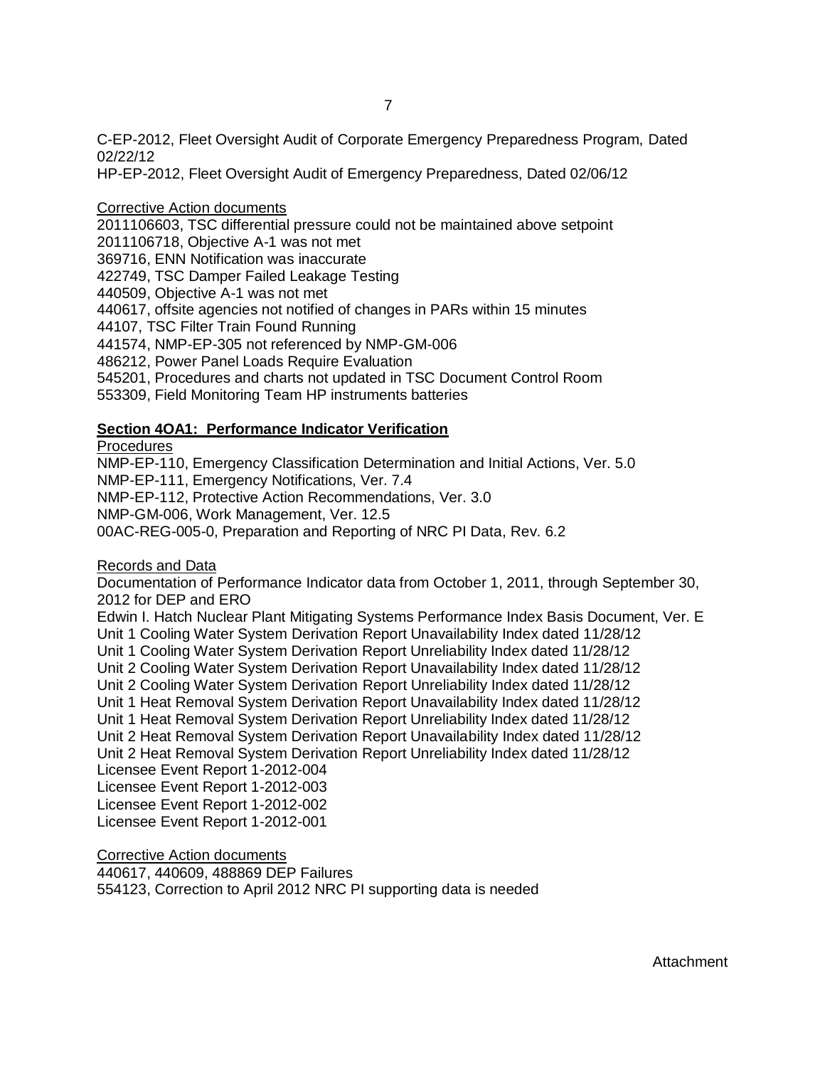C-EP-2012, Fleet Oversight Audit of Corporate Emergency Preparedness Program, Dated 02/22/12
HP-EP-2012, Fleet Oversight Audit of Emergency Preparedness, Dated 02/06/12

Corrective Action documents
2011106603, TSC differential pressure could not be maintained above setpoint
2011106718, Objective A-1 was not met
369716, ENN Notification was inaccurate
422749, TSC Damper Failed Leakage Testing
440509, Objective A-1 was not met
440617, offsite agencies not notified of changes in PARs within 15 minutes
44107, TSC Filter Train Found Running
441574, NMP-EP-305 not referenced by NMP-GM-006
486212, Power Panel Loads Require Evaluation
545201, Procedures and charts not updated in TSC Document Control Room
553309, Field Monitoring Team HP instruments batteries

**Section 4OA1: Performance Indicator Verification**

Procedures
NMP-EP-110, Emergency Classification Determination and Initial Actions, Ver. 5.0
NMP-EP-111, Emergency Notifications, Ver. 7.4
NMP-EP-112, Protective Action Recommendations, Ver. 3.0
NMP-GM-006, Work Management, Ver. 12.5
00AC-REG-005-0, Preparation and Reporting of NRC PI Data, Rev. 6.2

Records and Data
Documentation of Performance Indicator data from October 1, 2011, through September 30, 2012 for DEP and ERO
Edwin I. Hatch Nuclear Plant Mitigating Systems Performance Index Basis Document, Ver. E
Unit 1 Cooling Water System Derivation Report Unavailability Index dated 11/28/12
Unit 1 Cooling Water System Derivation Report Unreliability Index dated 11/28/12
Unit 2 Cooling Water System Derivation Report Unavailability Index dated 11/28/12
Unit 2 Cooling Water System Derivation Report Unreliability Index dated 11/28/12
Unit 1 Heat Removal System Derivation Report Unavailability Index dated 11/28/12
Unit 1 Heat Removal System Derivation Report Unreliability Index dated 11/28/12
Unit 2 Heat Removal System Derivation Report Unavailability Index dated 11/28/12
Unit 2 Heat Removal System Derivation Report Unreliability Index dated 11/28/12
Licensee Event Report 1-2012-004
Licensee Event Report 1-2012-003
Licensee Event Report 1-2012-002
Licensee Event Report 1-2012-001

Corrective Action documents
440617, 440609, 488869 DEP Failures
554123, Correction to April 2012 NRC PI supporting data is needed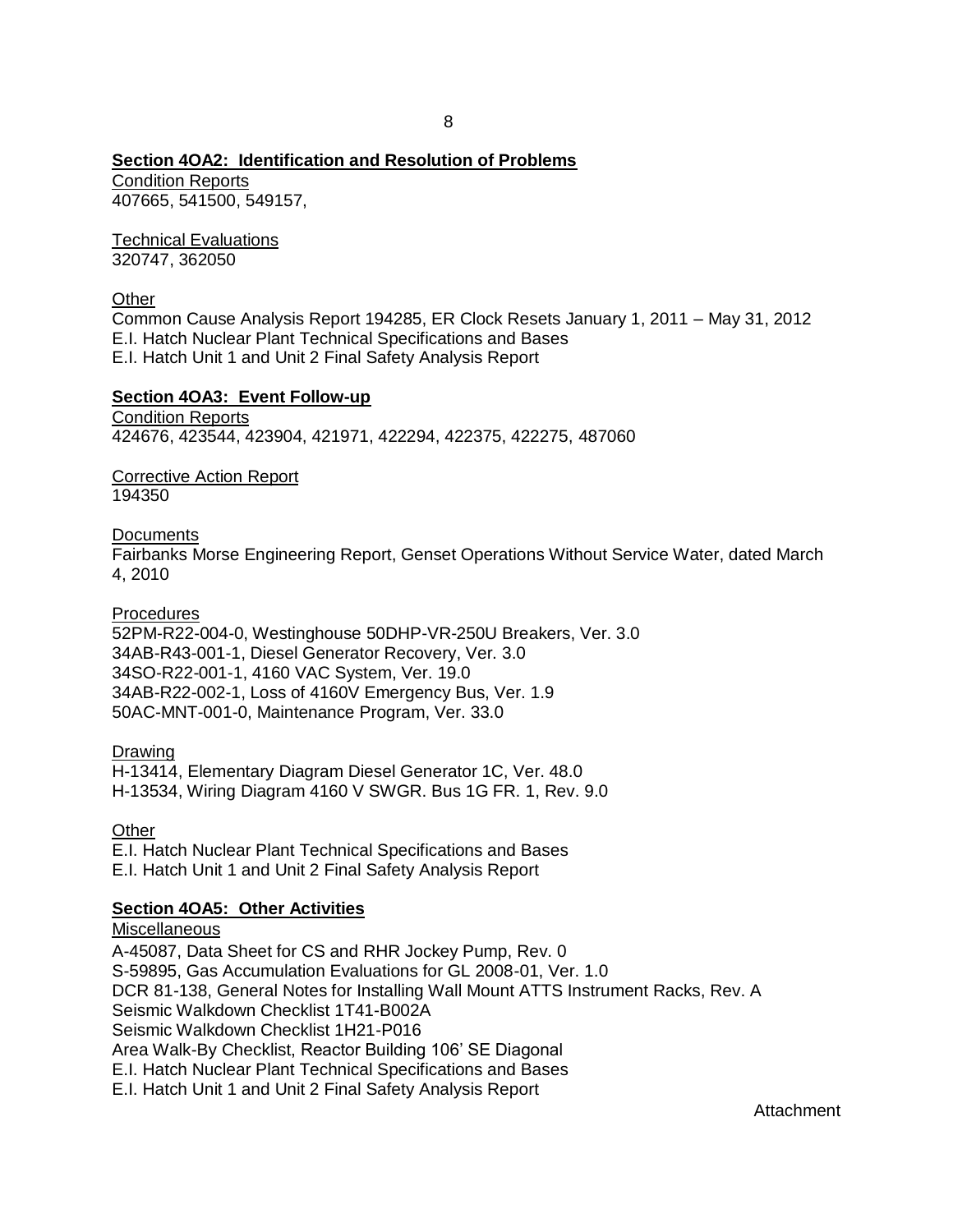**Section 4OA2: Identification and Resolution of Problems**

Condition Reports
407665, 541500, 549157,

Technical Evaluations
320747, 362050

Other
Common Cause Analysis Report 194285, ER Clock Resets January 1, 2011 – May 31, 2012
E.I. Hatch Nuclear Plant Technical Specifications and Bases
E.I. Hatch Unit 1 and Unit 2 Final Safety Analysis Report

**Section 4OA3: Event Follow-up**

Condition Reports
424676, 423544, 423904, 421971, 422294, 422375, 422275, 487060

Corrective Action Report
194350

Documents
Fairbanks Morse Engineering Report, Genset Operations Without Service Water, dated March 4, 2010

Procedures
52PM-R22-004-0, Westinghouse 50DHP-VR-250U Breakers, Ver. 3.0
34AB-R43-001-1, Diesel Generator Recovery, Ver. 3.0
34SO-R22-001-1, 4160 VAC System, Ver. 19.0
34AB-R22-002-1, Loss of 4160V Emergency Bus, Ver. 1.9
50AC-MNT-001-0, Maintenance Program, Ver. 33.0

Drawing
H-13414, Elementary Diagram Diesel Generator 1C, Ver. 48.0
H-13534, Wiring Diagram 4160 V SWGR. Bus 1G FR. 1, Rev. 9.0

Other
E.I. Hatch Nuclear Plant Technical Specifications and Bases
E.I. Hatch Unit 1 and Unit 2 Final Safety Analysis Report

**Section 4OA5: Other Activities**

Miscellaneous
A-45087, Data Sheet for CS and RHR Jockey Pump, Rev. 0
S-59895, Gas Accumulation Evaluations for GL 2008-01, Ver. 1.0
DCR 81-138, General Notes for Installing Wall Mount ATTS Instrument Racks, Rev. A
Seismic Walkdown Checklist 1T41-B002A
Seismic Walkdown Checklist 1H21-P016
Area Walk-By Checklist, Reactor Building 106' SE Diagonal
E.I. Hatch Nuclear Plant Technical Specifications and Bases
E.I. Hatch Unit 1 and Unit 2 Final Safety Analysis Report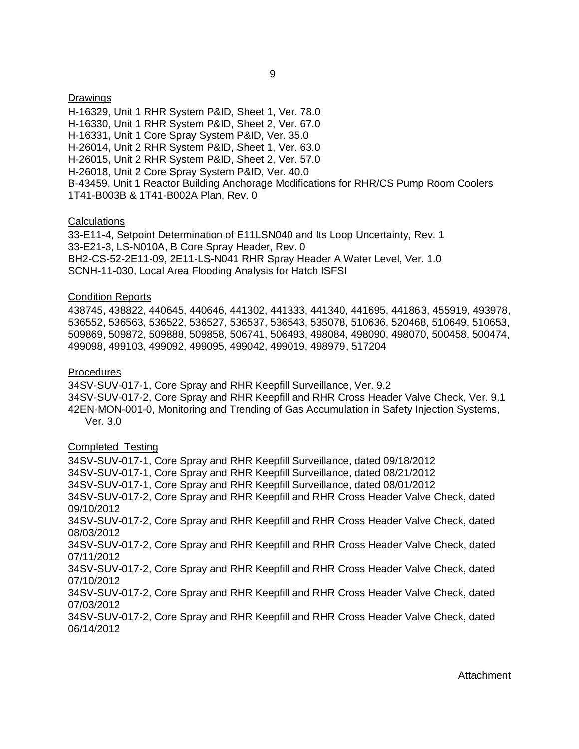Drawings

H-16329, Unit 1 RHR System P&ID, Sheet 1, Ver. 78.0
H-16330, Unit 1 RHR System P&ID, Sheet 2, Ver. 67.0
H-16331, Unit 1 Core Spray System P&ID, Ver. 35.0
H-26014, Unit 2 RHR System P&ID, Sheet 1, Ver. 63.0
H-26015, Unit 2 RHR System P&ID, Sheet 2, Ver. 57.0
H-26018, Unit 2 Core Spray System P&ID, Ver. 40.0
B-43459, Unit 1 Reactor Building Anchorage Modifications for RHR/CS Pump Room Coolers 1T41-B003B & 1T41-B002A Plan, Rev. 0

Calculations

33-E11-4, Setpoint Determination of E11LSN040 and Its Loop Uncertainty, Rev. 1
33-E21-3, LS-N010A, B Core Spray Header, Rev. 0
BH2-CS-52-2E11-09, 2E11-LS-N041 RHR Spray Header A Water Level, Ver. 1.0
SCNH-11-030, Local Area Flooding Analysis for Hatch ISFSI

Condition Reports

438745, 438822, 440645, 440646, 441302, 441333, 441340, 441695, 441863, 455919, 493978, 536552, 536563, 536522, 536527, 536537, 536543, 535078, 510636, 520468, 510649, 510653, 509869, 509872, 509888, 509858, 506741, 506493, 498084, 498090, 498070, 500458, 500474, 499098, 499103, 499092, 499095, 499042, 499019, 498979, 517204

Procedures

34SV-SUV-017-1, Core Spray and RHR Keepfill Surveillance, Ver. 9.2
34SV-SUV-017-2, Core Spray and RHR Keepfill and RHR Cross Header Valve Check, Ver. 9.1
42EN-MON-001-0, Monitoring and Trending of Gas Accumulation in Safety Injection Systems, Ver. 3.0

Completed Testing

34SV-SUV-017-1, Core Spray and RHR Keepfill Surveillance, dated 09/18/2012
34SV-SUV-017-1, Core Spray and RHR Keepfill Surveillance, dated 08/21/2012
34SV-SUV-017-1, Core Spray and RHR Keepfill Surveillance, dated 08/01/2012
34SV-SUV-017-2, Core Spray and RHR Keepfill and RHR Cross Header Valve Check, dated 09/10/2012
34SV-SUV-017-2, Core Spray and RHR Keepfill and RHR Cross Header Valve Check, dated 08/03/2012
34SV-SUV-017-2, Core Spray and RHR Keepfill and RHR Cross Header Valve Check, dated 07/11/2012
34SV-SUV-017-2, Core Spray and RHR Keepfill and RHR Cross Header Valve Check, dated 07/10/2012
34SV-SUV-017-2, Core Spray and RHR Keepfill and RHR Cross Header Valve Check, dated 07/03/2012
34SV-SUV-017-2, Core Spray and RHR Keepfill and RHR Cross Header Valve Check, dated 06/14/2012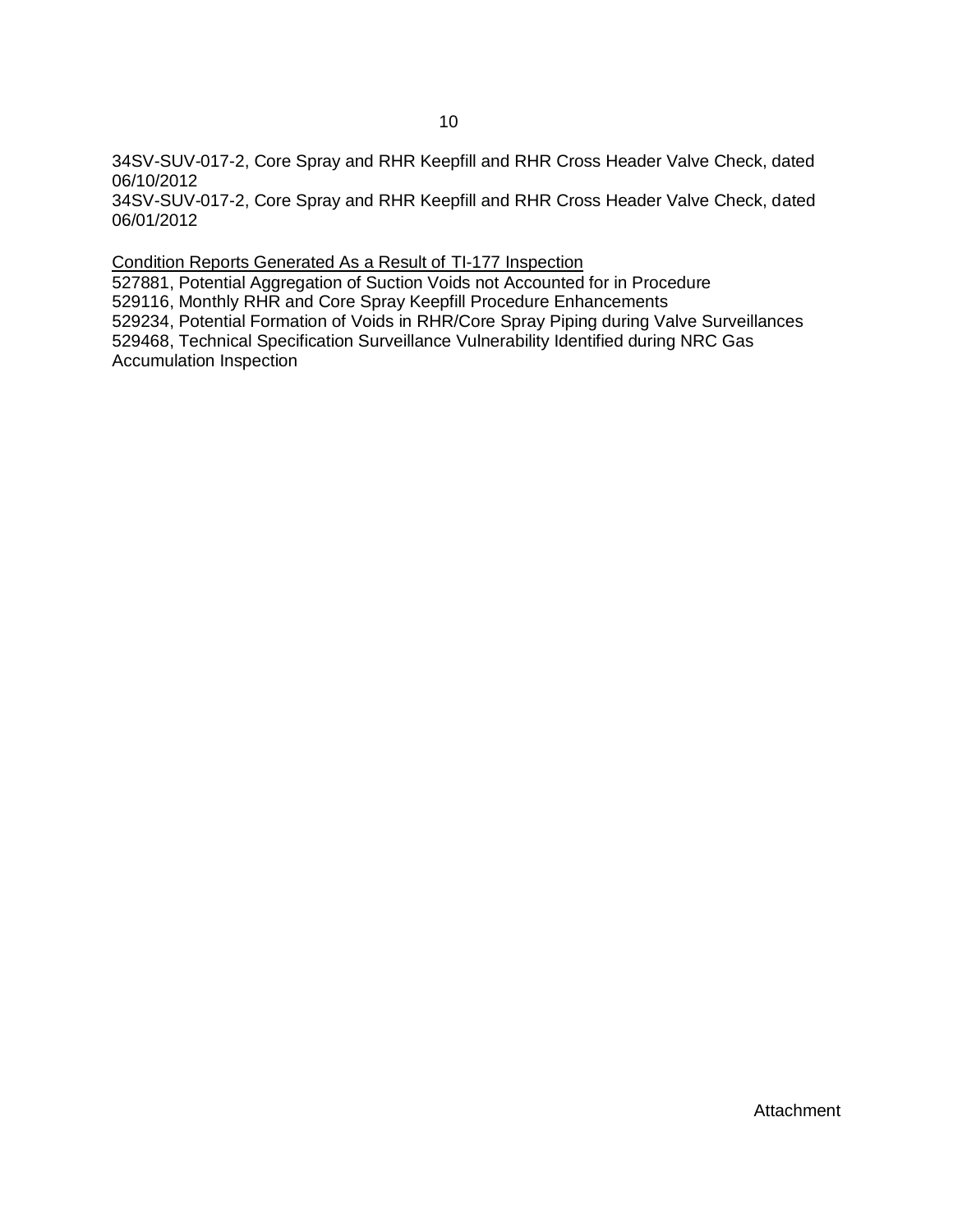34SV-SUV-017-2, Core Spray and RHR Keepfill and RHR Cross Header Valve Check, dated 06/10/2012
34SV-SUV-017-2, Core Spray and RHR Keepfill and RHR Cross Header Valve Check, dated 06/01/2012

<u>Condition Reports Generated As a Result of TI-177 Inspection</u>
527881, Potential Aggregation of Suction Voids not Accounted for in Procedure
529116, Monthly RHR and Core Spray Keepfill Procedure Enhancements
529234, Potential Formation of Voids in RHR/Core Spray Piping during Valve Surveillances
529468, Technical Specification Surveillance Vulnerability Identified during NRC Gas Accumulation Inspection